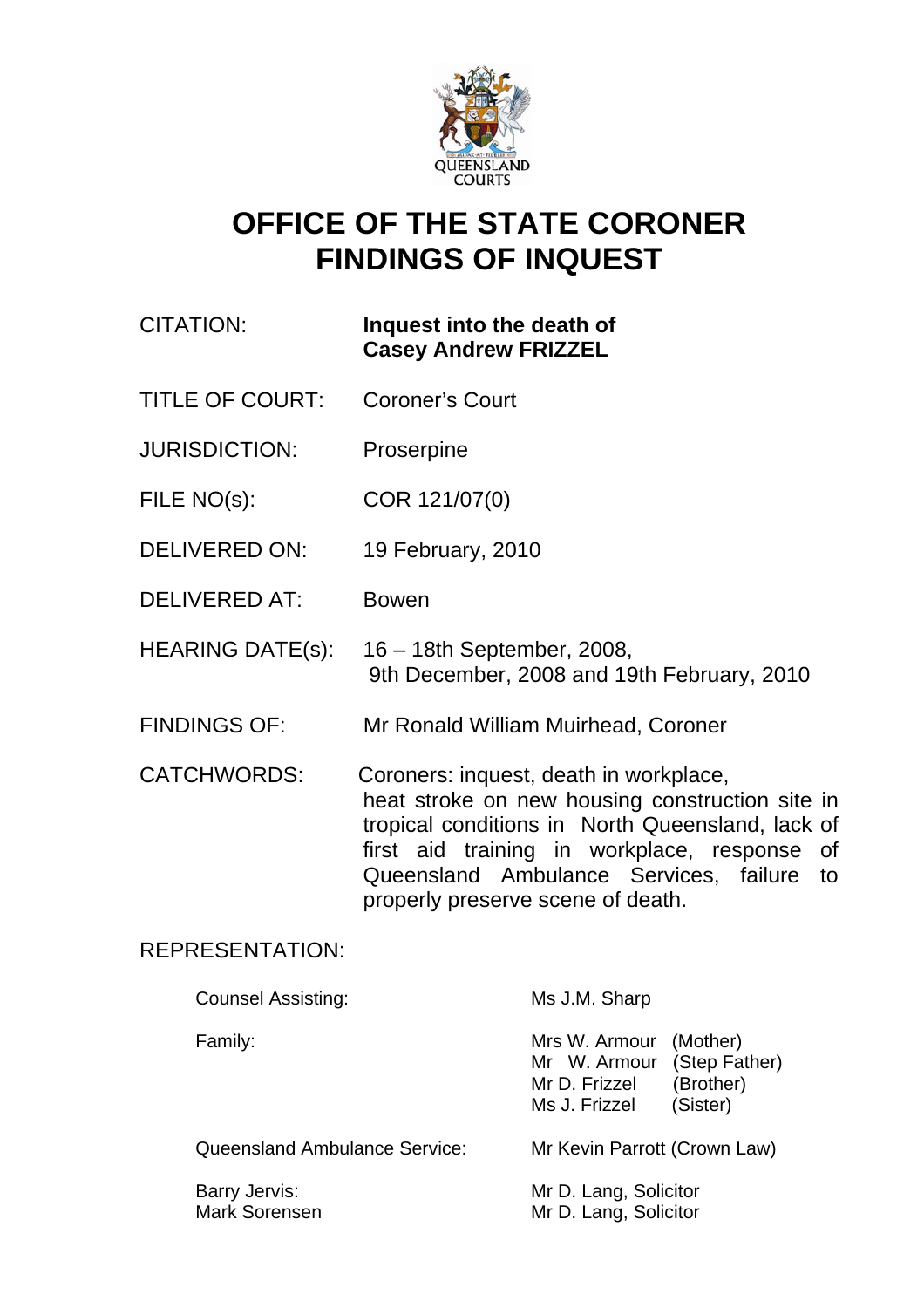# OFFICE OF THE STATE CORONER
# FINDINGS OF INQUEST

| | |
|---|---|
| CITATION: | **Inquest into the death of Casey Andrew FRIZZEL** |
| TITLE OF COURT: | Coroner's Court |
| JURISDICTION: | Proserpine |
| FILE NO(s): | COR 121/07(0) |
| DELIVERED ON: | 19 February, 2010 |
| DELIVERED AT: | Bowen |
| HEARING DATE(s): | 16 – 18th September, 2008, 9th December, 2008 and 19th February, 2010 |
| FINDINGS OF: | Mr Ronald William Muirhead, Coroner |
| CATCHWORDS: | Coroners: inquest, death in workplace, heat stroke on new housing construction site in tropical conditions in North Queensland, lack of first aid training in workplace, response of Queensland Ambulance Services, failure to properly preserve scene of death. |

REPRESENTATION:

| | |
|---|---|
| Counsel Assisting: | Ms J.M. Sharp |
| Family: | Mrs W. Armour (Mother)<br>Mr W. Armour (Step Father)<br>Mr D. Frizzel (Brother)<br>Ms J. Frizzel (Sister) |
| Queensland Ambulance Service: | Mr Kevin Parrott (Crown Law) |
| Barry Jervis: | Mr D. Lang, Solicitor |
| Mark Sorensen | Mr D. Lang, Solicitor |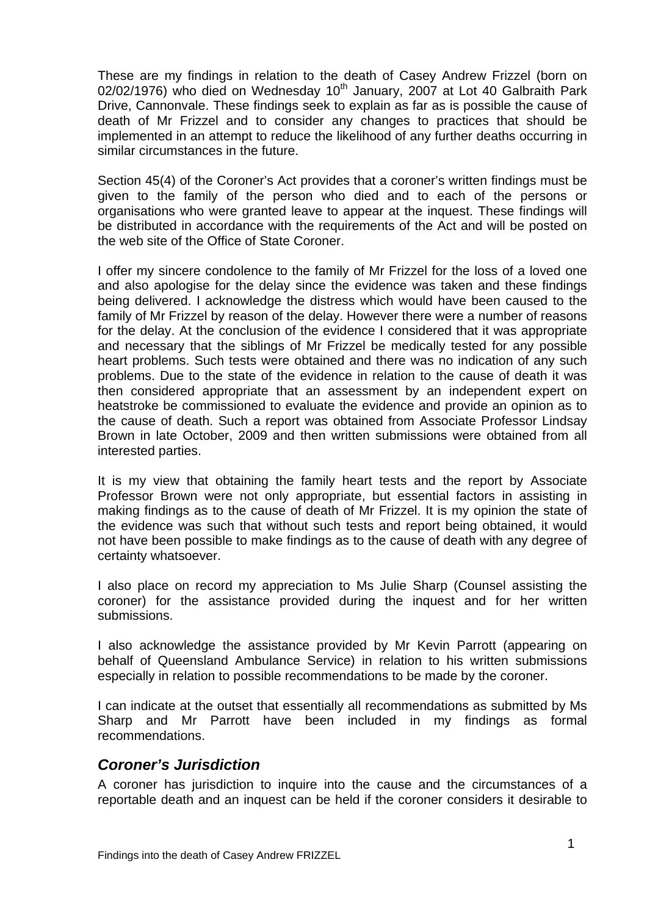These are my findings in relation to the death of Casey Andrew Frizzel (born on 02/02/1976) who died on Wednesday 10th January, 2007 at Lot 40 Galbraith Park Drive, Cannonvale. These findings seek to explain as far as is possible the cause of death of Mr Frizzel and to consider any changes to practices that should be implemented in an attempt to reduce the likelihood of any further deaths occurring in similar circumstances in the future.

Section 45(4) of the Coroner's Act provides that a coroner's written findings must be given to the family of the person who died and to each of the persons or organisations who were granted leave to appear at the inquest. These findings will be distributed in accordance with the requirements of the Act and will be posted on the web site of the Office of State Coroner.

I offer my sincere condolence to the family of Mr Frizzel for the loss of a loved one and also apologise for the delay since the evidence was taken and these findings being delivered. I acknowledge the distress which would have been caused to the family of Mr Frizzel by reason of the delay. However there were a number of reasons for the delay. At the conclusion of the evidence I considered that it was appropriate and necessary that the siblings of Mr Frizzel be medically tested for any possible heart problems. Such tests were obtained and there was no indication of any such problems. Due to the state of the evidence in relation to the cause of death it was then considered appropriate that an assessment by an independent expert on heatstroke be commissioned to evaluate the evidence and provide an opinion as to the cause of death. Such a report was obtained from Associate Professor Lindsay Brown in late October, 2009 and then written submissions were obtained from all interested parties.

It is my view that obtaining the family heart tests and the report by Associate Professor Brown were not only appropriate, but essential factors in assisting in making findings as to the cause of death of Mr Frizzel. It is my opinion the state of the evidence was such that without such tests and report being obtained, it would not have been possible to make findings as to the cause of death with any degree of certainty whatsoever.

I also place on record my appreciation to Ms Julie Sharp (Counsel assisting the coroner) for the assistance provided during the inquest and for her written submissions.

I also acknowledge the assistance provided by Mr Kevin Parrott (appearing on behalf of Queensland Ambulance Service) in relation to his written submissions especially in relation to possible recommendations to be made by the coroner.

I can indicate at the outset that essentially all recommendations as submitted by Ms Sharp and Mr Parrott have been included in my findings as formal recommendations.

## *Coroner's Jurisdiction*

A coroner has jurisdiction to inquire into the cause and the circumstances of a reportable death and an inquest can be held if the coroner considers it desirable to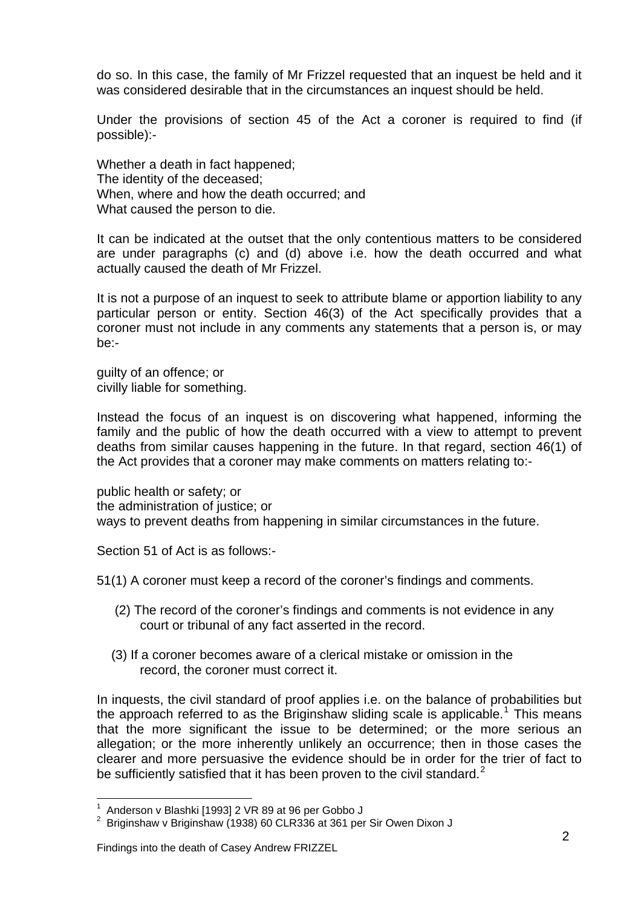do so. In this case, the family of Mr Frizzel requested that an inquest be held and it was considered desirable that in the circumstances an inquest should be held.

Under the provisions of section 45 of the Act a coroner is required to find (if possible):-

Whether a death in fact happened;
The identity of the deceased;
When, where and how the death occurred; and
What caused the person to die.

It can be indicated at the outset that the only contentious matters to be considered are under paragraphs (c) and (d) above i.e. how the death occurred and what actually caused the death of Mr Frizzel.

It is not a purpose of an inquest to seek to attribute blame or apportion liability to any particular person or entity. Section 46(3) of the Act specifically provides that a coroner must not include in any comments any statements that a person is, or may be:-

guilty of an offence; or
civilly liable for something.

Instead the focus of an inquest is on discovering what happened, informing the family and the public of how the death occurred with a view to attempt to prevent deaths from similar causes happening in the future. In that regard, section 46(1) of the Act provides that a coroner may make comments on matters relating to:-

public health or safety; or
the administration of justice; or
ways to prevent deaths from happening in similar circumstances in the future.

Section 51 of Act is as follows:-

51(1) A coroner must keep a record of the coroner's findings and comments.

(2) The record of the coroner's findings and comments is not evidence in any court or tribunal of any fact asserted in the record.

(3) If a coroner becomes aware of a clerical mistake or omission in the record, the coroner must correct it.

In inquests, the civil standard of proof applies i.e. on the balance of probabilities but the approach referred to as the Briginshaw sliding scale is applicable.[1] This means that the more significant the issue to be determined; or the more serious an allegation; or the more inherently unlikely an occurrence; then in those cases the clearer and more persuasive the evidence should be in order for the trier of fact to be sufficiently satisfied that it has been proven to the civil standard.[2]

---

[1] Anderson v Blashki [1993] 2 VR 89 at 96 per Gobbo J
[2] Briginshaw v Briginshaw (1938) 60 CLR336 at 361 per Sir Owen Dixon J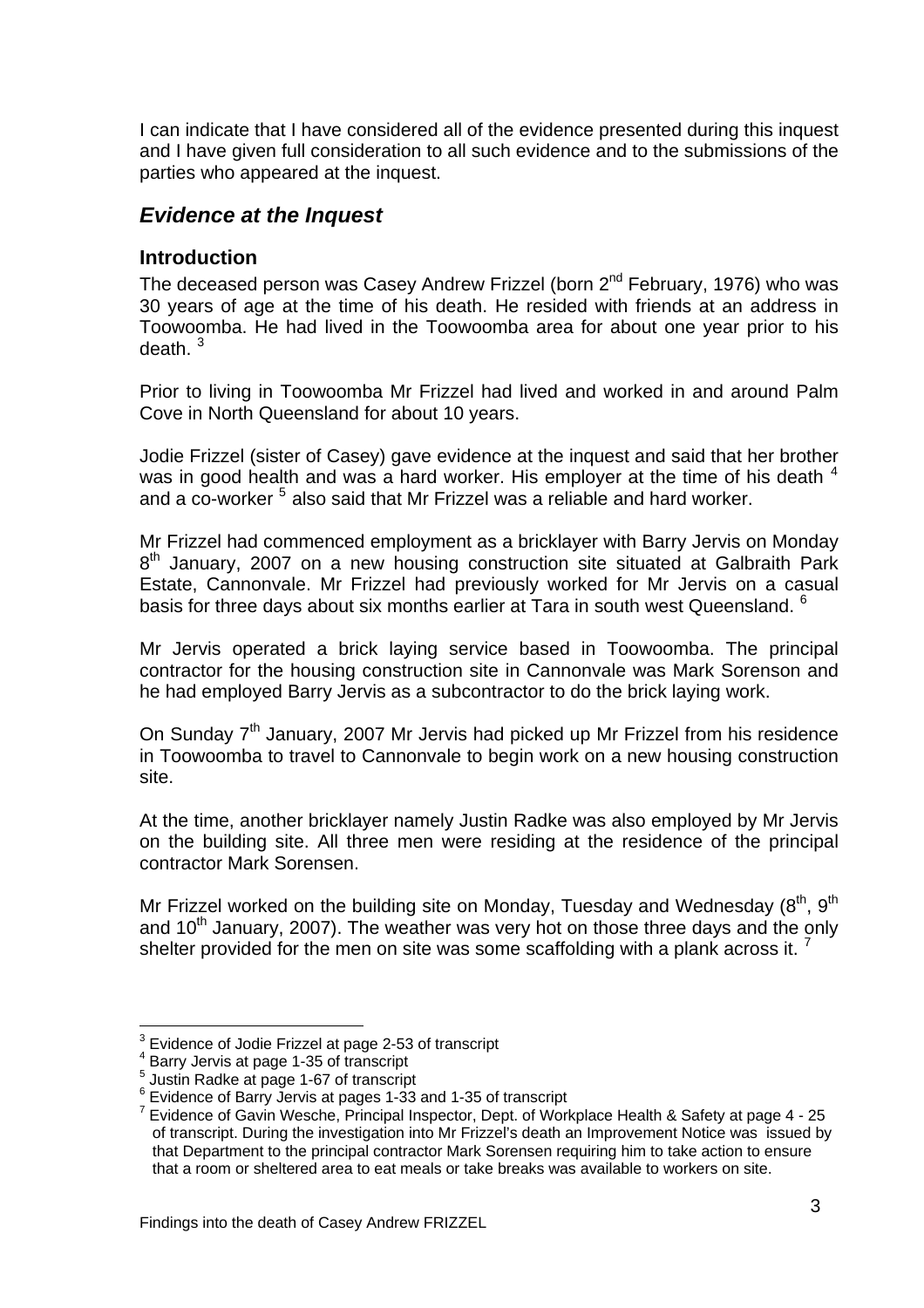I can indicate that I have considered all of the evidence presented during this inquest and I have given full consideration to all such evidence and to the submissions of the parties who appeared at the inquest.

## *Evidence at the Inquest*

### Introduction

The deceased person was Casey Andrew Frizzel (born 2nd February, 1976) who was 30 years of age at the time of his death. He resided with friends at an address in Toowoomba. He had lived in the Toowoomba area for about one year prior to his death. [3]

Prior to living in Toowoomba Mr Frizzel had lived and worked in and around Palm Cove in North Queensland for about 10 years.

Jodie Frizzel (sister of Casey) gave evidence at the inquest and said that her brother was in good health and was a hard worker. His employer at the time of his death [4] and a co-worker [5] also said that Mr Frizzel was a reliable and hard worker.

Mr Frizzel had commenced employment as a bricklayer with Barry Jervis on Monday 8th January, 2007 on a new housing construction site situated at Galbraith Park Estate, Cannonvale. Mr Frizzel had previously worked for Mr Jervis on a casual basis for three days about six months earlier at Tara in south west Queensland. [6]

Mr Jervis operated a brick laying service based in Toowoomba. The principal contractor for the housing construction site in Cannonvale was Mark Sorenson and he had employed Barry Jervis as a subcontractor to do the brick laying work.

On Sunday 7th January, 2007 Mr Jervis had picked up Mr Frizzel from his residence in Toowoomba to travel to Cannonvale to begin work on a new housing construction site.

At the time, another bricklayer namely Justin Radke was also employed by Mr Jervis on the building site. All three men were residing at the residence of the principal contractor Mark Sorensen.

Mr Frizzel worked on the building site on Monday, Tuesday and Wednesday (8th, 9th and 10th January, 2007). The weather was very hot on those three days and the only shelter provided for the men on site was some scaffolding with a plank across it. [7]

---

[3] Evidence of Jodie Frizzel at page 2-53 of transcript

[4] Barry Jervis at page 1-35 of transcript

[5] Justin Radke at page 1-67 of transcript

[6] Evidence of Barry Jervis at pages 1-33 and 1-35 of transcript

[7] Evidence of Gavin Wesche, Principal Inspector, Dept. of Workplace Health & Safety at page 4 - 25 of transcript. During the investigation into Mr Frizzel's death an Improvement Notice was issued by that Department to the principal contractor Mark Sorensen requiring him to take action to ensure that a room or sheltered area to eat meals or take breaks was available to workers on site.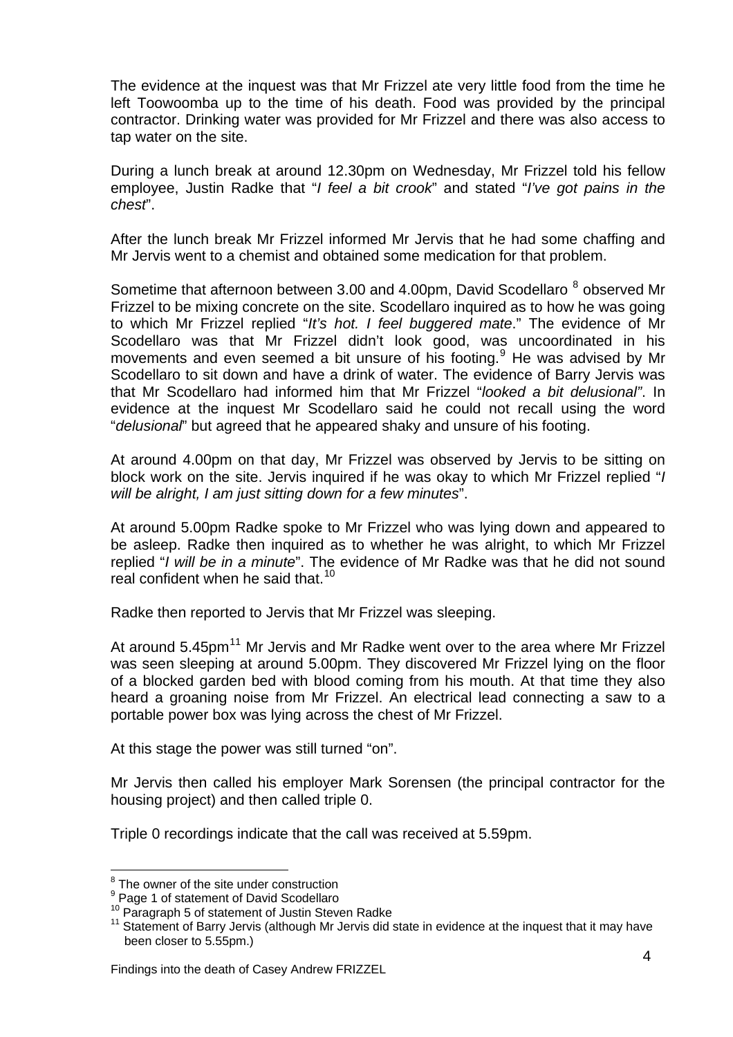The evidence at the inquest was that Mr Frizzel ate very little food from the time he left Toowoomba up to the time of his death. Food was provided by the principal contractor. Drinking water was provided for Mr Frizzel and there was also access to tap water on the site.

During a lunch break at around 12.30pm on Wednesday, Mr Frizzel told his fellow employee, Justin Radke that "*I feel a bit crook*" and stated "*I've got pains in the chest*".

After the lunch break Mr Frizzel informed Mr Jervis that he had some chaffing and Mr Jervis went to a chemist and obtained some medication for that problem.

Sometime that afternoon between 3.00 and 4.00pm, David Scodellaro [8] observed Mr Frizzel to be mixing concrete on the site. Scodellaro inquired as to how he was going to which Mr Frizzel replied "*It's hot. I feel buggered mate*." The evidence of Mr Scodellaro was that Mr Frizzel didn't look good, was uncoordinated in his movements and even seemed a bit unsure of his footing.[9] He was advised by Mr Scodellaro to sit down and have a drink of water. The evidence of Barry Jervis was that Mr Scodellaro had informed him that Mr Frizzel "*looked a bit delusional"*. In evidence at the inquest Mr Scodellaro said he could not recall using the word "*delusional*" but agreed that he appeared shaky and unsure of his footing.

At around 4.00pm on that day, Mr Frizzel was observed by Jervis to be sitting on block work on the site. Jervis inquired if he was okay to which Mr Frizzel replied "*I will be alright, I am just sitting down for a few minutes*".

At around 5.00pm Radke spoke to Mr Frizzel who was lying down and appeared to be asleep. Radke then inquired as to whether he was alright, to which Mr Frizzel replied "*I will be in a minute*". The evidence of Mr Radke was that he did not sound real confident when he said that.[10]

Radke then reported to Jervis that Mr Frizzel was sleeping.

At around 5.45pm[11] Mr Jervis and Mr Radke went over to the area where Mr Frizzel was seen sleeping at around 5.00pm. They discovered Mr Frizzel lying on the floor of a blocked garden bed with blood coming from his mouth. At that time they also heard a groaning noise from Mr Frizzel. An electrical lead connecting a saw to a portable power box was lying across the chest of Mr Frizzel.

At this stage the power was still turned "on".

Mr Jervis then called his employer Mark Sorensen (the principal contractor for the housing project) and then called triple 0.

Triple 0 recordings indicate that the call was received at 5.59pm.

---

[8] The owner of the site under construction

[9] Page 1 of statement of David Scodellaro

[10] Paragraph 5 of statement of Justin Steven Radke

[11] Statement of Barry Jervis (although Mr Jervis did state in evidence at the inquest that it may have been closer to 5.55pm.)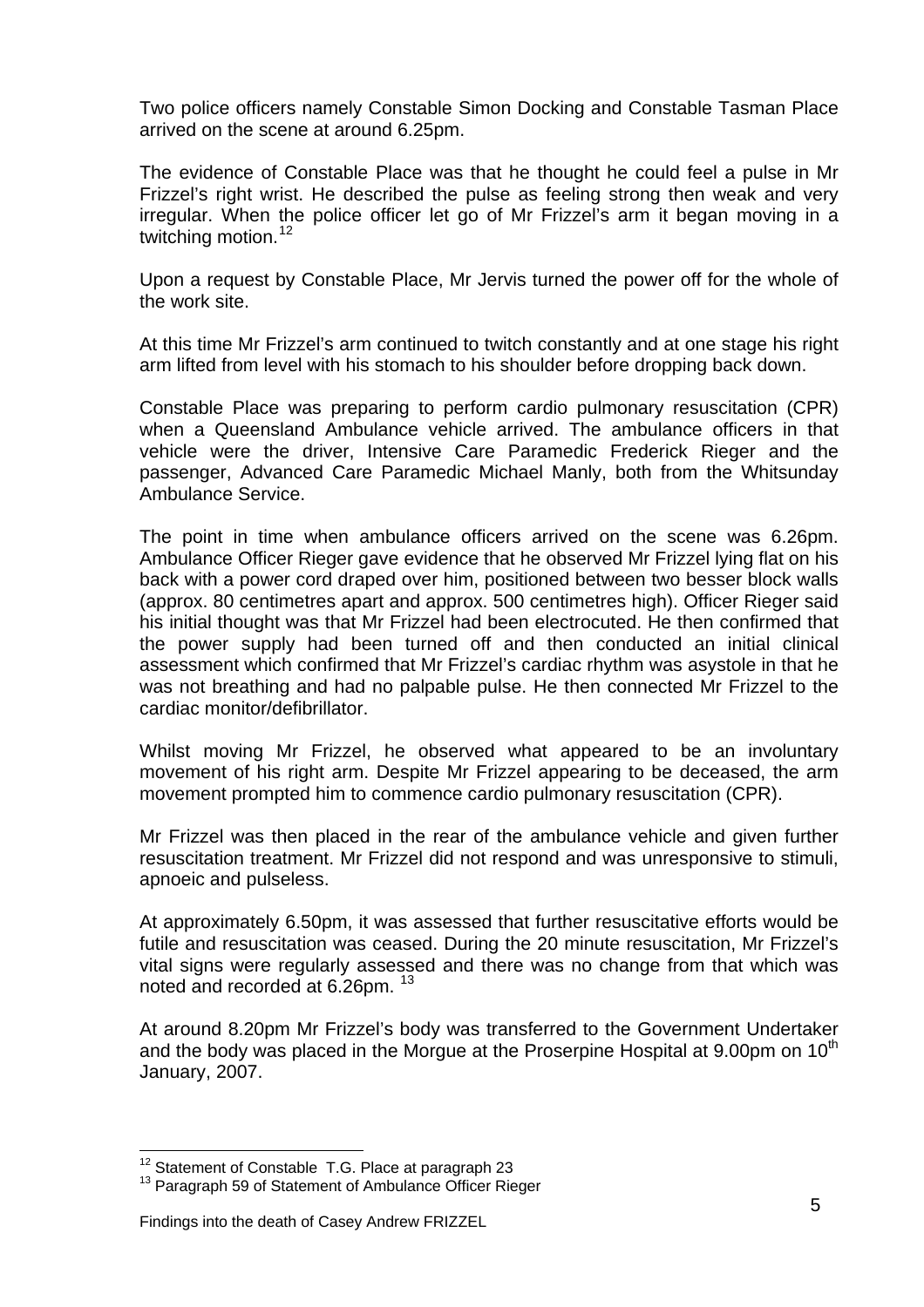Two police officers namely Constable Simon Docking and Constable Tasman Place arrived on the scene at around 6.25pm.

The evidence of Constable Place was that he thought he could feel a pulse in Mr Frizzel's right wrist. He described the pulse as feeling strong then weak and very irregular. When the police officer let go of Mr Frizzel's arm it began moving in a twitching motion.[12]

Upon a request by Constable Place, Mr Jervis turned the power off for the whole of the work site.

At this time Mr Frizzel's arm continued to twitch constantly and at one stage his right arm lifted from level with his stomach to his shoulder before dropping back down.

Constable Place was preparing to perform cardio pulmonary resuscitation (CPR) when a Queensland Ambulance vehicle arrived. The ambulance officers in that vehicle were the driver, Intensive Care Paramedic Frederick Rieger and the passenger, Advanced Care Paramedic Michael Manly, both from the Whitsunday Ambulance Service.

The point in time when ambulance officers arrived on the scene was 6.26pm. Ambulance Officer Rieger gave evidence that he observed Mr Frizzel lying flat on his back with a power cord draped over him, positioned between two besser block walls (approx. 80 centimetres apart and approx. 500 centimetres high). Officer Rieger said his initial thought was that Mr Frizzel had been electrocuted. He then confirmed that the power supply had been turned off and then conducted an initial clinical assessment which confirmed that Mr Frizzel's cardiac rhythm was asystole in that he was not breathing and had no palpable pulse. He then connected Mr Frizzel to the cardiac monitor/defibrillator.

Whilst moving Mr Frizzel, he observed what appeared to be an involuntary movement of his right arm. Despite Mr Frizzel appearing to be deceased, the arm movement prompted him to commence cardio pulmonary resuscitation (CPR).

Mr Frizzel was then placed in the rear of the ambulance vehicle and given further resuscitation treatment. Mr Frizzel did not respond and was unresponsive to stimuli, apnoeic and pulseless.

At approximately 6.50pm, it was assessed that further resuscitative efforts would be futile and resuscitation was ceased. During the 20 minute resuscitation, Mr Frizzel's vital signs were regularly assessed and there was no change from that which was noted and recorded at 6.26pm.[13]

At around 8.20pm Mr Frizzel's body was transferred to the Government Undertaker and the body was placed in the Morgue at the Proserpine Hospital at 9.00pm on 10th January, 2007.

---

[12] Statement of Constable T.G. Place at paragraph 23

[13] Paragraph 59 of Statement of Ambulance Officer Rieger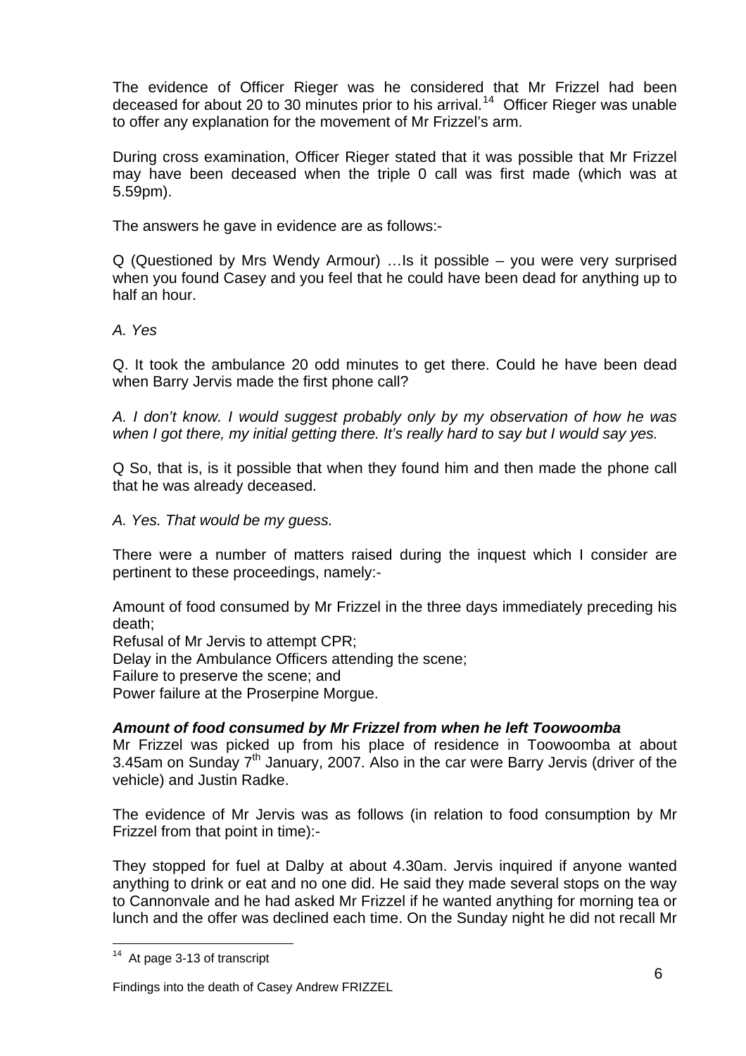The evidence of Officer Rieger was he considered that Mr Frizzel had been deceased for about 20 to 30 minutes prior to his arrival.[14] Officer Rieger was unable to offer any explanation for the movement of Mr Frizzel's arm.

During cross examination, Officer Rieger stated that it was possible that Mr Frizzel may have been deceased when the triple 0 call was first made (which was at 5.59pm).

The answers he gave in evidence are as follows:-

Q (Questioned by Mrs Wendy Armour) …Is it possible – you were very surprised when you found Casey and you feel that he could have been dead for anything up to half an hour.

*A. Yes*

Q. It took the ambulance 20 odd minutes to get there. Could he have been dead when Barry Jervis made the first phone call?

*A. I don't know. I would suggest probably only by my observation of how he was when I got there, my initial getting there. It's really hard to say but I would say yes.*

Q So, that is, is it possible that when they found him and then made the phone call that he was already deceased.

*A. Yes. That would be my guess.*

There were a number of matters raised during the inquest which I consider are pertinent to these proceedings, namely:-

Amount of food consumed by Mr Frizzel in the three days immediately preceding his death;
Refusal of Mr Jervis to attempt CPR;
Delay in the Ambulance Officers attending the scene;
Failure to preserve the scene; and
Power failure at the Proserpine Morgue.

***Amount of food consumed by Mr Frizzel from when he left Toowoomba***

Mr Frizzel was picked up from his place of residence in Toowoomba at about 3.45am on Sunday 7th January, 2007. Also in the car were Barry Jervis (driver of the vehicle) and Justin Radke.

The evidence of Mr Jervis was as follows (in relation to food consumption by Mr Frizzel from that point in time):-

They stopped for fuel at Dalby at about 4.30am. Jervis inquired if anyone wanted anything to drink or eat and no one did. He said they made several stops on the way to Cannonvale and he had asked Mr Frizzel if he wanted anything for morning tea or lunch and the offer was declined each time. On the Sunday night he did not recall Mr

[14] At page 3-13 of transcript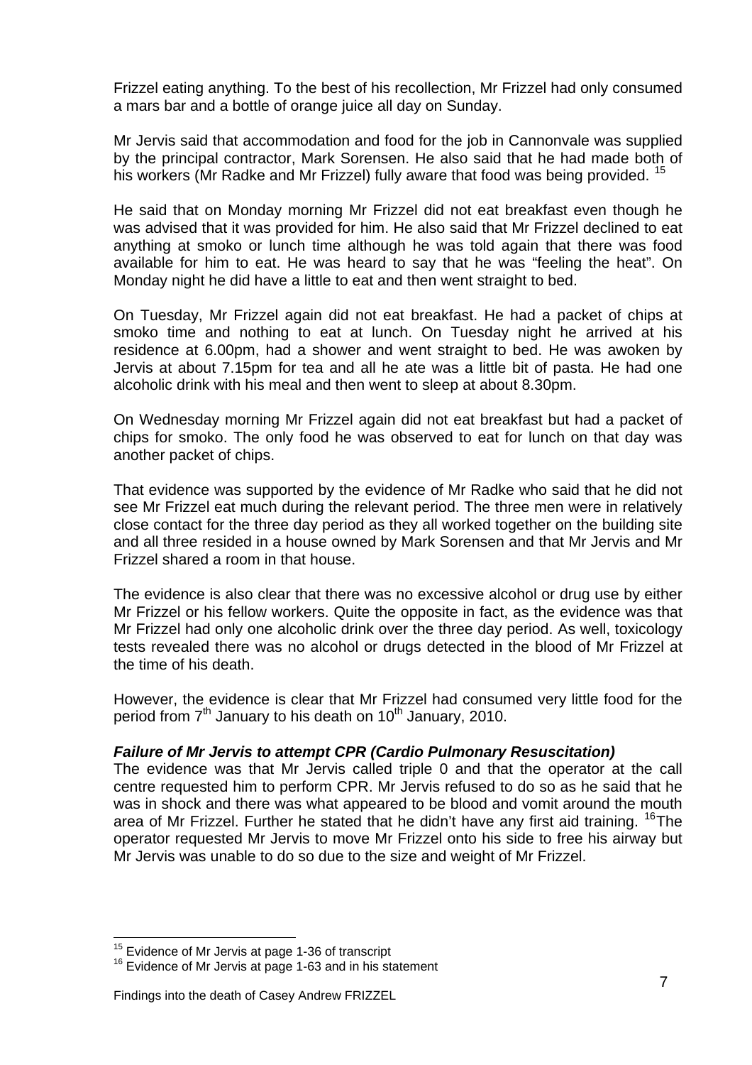Frizzel eating anything. To the best of his recollection, Mr Frizzel had only consumed a mars bar and a bottle of orange juice all day on Sunday.

Mr Jervis said that accommodation and food for the job in Cannonvale was supplied by the principal contractor, Mark Sorensen. He also said that he had made both of his workers (Mr Radke and Mr Frizzel) fully aware that food was being provided. [15]

He said that on Monday morning Mr Frizzel did not eat breakfast even though he was advised that it was provided for him. He also said that Mr Frizzel declined to eat anything at smoko or lunch time although he was told again that there was food available for him to eat. He was heard to say that he was "feeling the heat". On Monday night he did have a little to eat and then went straight to bed.

On Tuesday, Mr Frizzel again did not eat breakfast. He had a packet of chips at smoko time and nothing to eat at lunch. On Tuesday night he arrived at his residence at 6.00pm, had a shower and went straight to bed. He was awoken by Jervis at about 7.15pm for tea and all he ate was a little bit of pasta. He had one alcoholic drink with his meal and then went to sleep at about 8.30pm.

On Wednesday morning Mr Frizzel again did not eat breakfast but had a packet of chips for smoko. The only food he was observed to eat for lunch on that day was another packet of chips.

That evidence was supported by the evidence of Mr Radke who said that he did not see Mr Frizzel eat much during the relevant period. The three men were in relatively close contact for the three day period as they all worked together on the building site and all three resided in a house owned by Mark Sorensen and that Mr Jervis and Mr Frizzel shared a room in that house.

The evidence is also clear that there was no excessive alcohol or drug use by either Mr Frizzel or his fellow workers. Quite the opposite in fact, as the evidence was that Mr Frizzel had only one alcoholic drink over the three day period. As well, toxicology tests revealed there was no alcohol or drugs detected in the blood of Mr Frizzel at the time of his death.

However, the evidence is clear that Mr Frizzel had consumed very little food for the period from 7th January to his death on 10th January, 2010.

***Failure of Mr Jervis to attempt CPR (Cardio Pulmonary Resuscitation)***

The evidence was that Mr Jervis called triple 0 and that the operator at the call centre requested him to perform CPR. Mr Jervis refused to do so as he said that he was in shock and there was what appeared to be blood and vomit around the mouth area of Mr Frizzel. Further he stated that he didn't have any first aid training. [16]The operator requested Mr Jervis to move Mr Frizzel onto his side to free his airway but Mr Jervis was unable to do so due to the size and weight of Mr Frizzel.

---

[15] Evidence of Mr Jervis at page 1-36 of transcript

[16] Evidence of Mr Jervis at page 1-63 and in his statement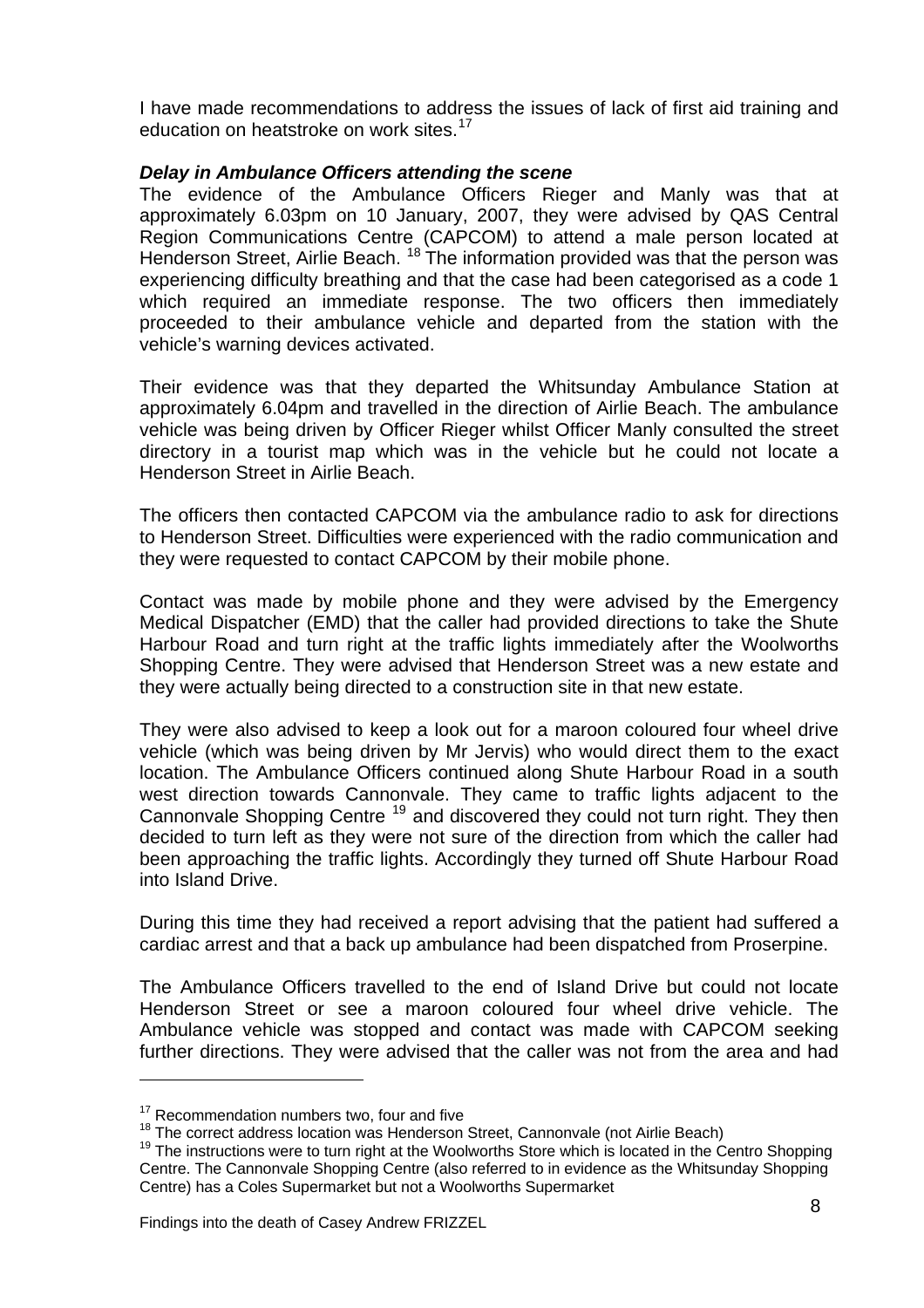I have made recommendations to address the issues of lack of first aid training and education on heatstroke on work sites.[17]

***Delay in Ambulance Officers attending the scene***

The evidence of the Ambulance Officers Rieger and Manly was that at approximately 6.03pm on 10 January, 2007, they were advised by QAS Central Region Communications Centre (CAPCOM) to attend a male person located at Henderson Street, Airlie Beach. [18] The information provided was that the person was experiencing difficulty breathing and that the case had been categorised as a code 1 which required an immediate response. The two officers then immediately proceeded to their ambulance vehicle and departed from the station with the vehicle's warning devices activated.

Their evidence was that they departed the Whitsunday Ambulance Station at approximately 6.04pm and travelled in the direction of Airlie Beach. The ambulance vehicle was being driven by Officer Rieger whilst Officer Manly consulted the street directory in a tourist map which was in the vehicle but he could not locate a Henderson Street in Airlie Beach.

The officers then contacted CAPCOM via the ambulance radio to ask for directions to Henderson Street. Difficulties were experienced with the radio communication and they were requested to contact CAPCOM by their mobile phone.

Contact was made by mobile phone and they were advised by the Emergency Medical Dispatcher (EMD) that the caller had provided directions to take the Shute Harbour Road and turn right at the traffic lights immediately after the Woolworths Shopping Centre. They were advised that Henderson Street was a new estate and they were actually being directed to a construction site in that new estate.

They were also advised to keep a look out for a maroon coloured four wheel drive vehicle (which was being driven by Mr Jervis) who would direct them to the exact location. The Ambulance Officers continued along Shute Harbour Road in a south west direction towards Cannonvale. They came to traffic lights adjacent to the Cannonvale Shopping Centre [19] and discovered they could not turn right. They then decided to turn left as they were not sure of the direction from which the caller had been approaching the traffic lights. Accordingly they turned off Shute Harbour Road into Island Drive.

During this time they had received a report advising that the patient had suffered a cardiac arrest and that a back up ambulance had been dispatched from Proserpine.

The Ambulance Officers travelled to the end of Island Drive but could not locate Henderson Street or see a maroon coloured four wheel drive vehicle. The Ambulance vehicle was stopped and contact was made with CAPCOM seeking further directions. They were advised that the caller was not from the area and had

---

[17] Recommendation numbers two, four and five

[18] The correct address location was Henderson Street, Cannonvale (not Airlie Beach)

[19] The instructions were to turn right at the Woolworths Store which is located in the Centro Shopping Centre. The Cannonvale Shopping Centre (also referred to in evidence as the Whitsunday Shopping Centre) has a Coles Supermarket but not a Woolworths Supermarket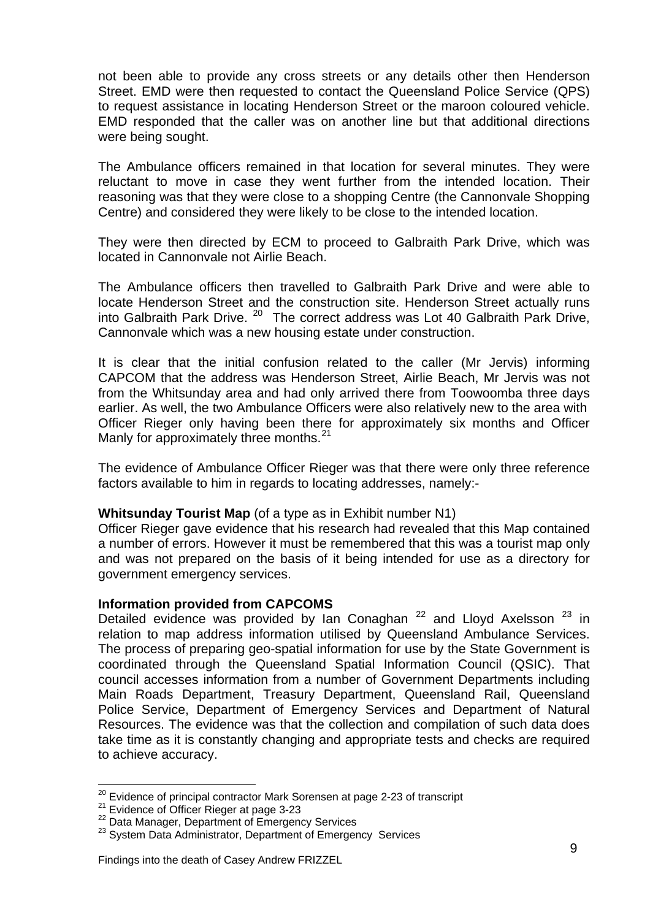not been able to provide any cross streets or any details other then Henderson Street. EMD were then requested to contact the Queensland Police Service (QPS) to request assistance in locating Henderson Street or the maroon coloured vehicle. EMD responded that the caller was on another line but that additional directions were being sought.

The Ambulance officers remained in that location for several minutes. They were reluctant to move in case they went further from the intended location. Their reasoning was that they were close to a shopping Centre (the Cannonvale Shopping Centre) and considered they were likely to be close to the intended location.

They were then directed by ECM to proceed to Galbraith Park Drive, which was located in Cannonvale not Airlie Beach.

The Ambulance officers then travelled to Galbraith Park Drive and were able to locate Henderson Street and the construction site. Henderson Street actually runs into Galbraith Park Drive. [20] The correct address was Lot 40 Galbraith Park Drive, Cannonvale which was a new housing estate under construction.

It is clear that the initial confusion related to the caller (Mr Jervis) informing CAPCOM that the address was Henderson Street, Airlie Beach, Mr Jervis was not from the Whitsunday area and had only arrived there from Toowoomba three days earlier. As well, the two Ambulance Officers were also relatively new to the area with Officer Rieger only having been there for approximately six months and Officer Manly for approximately three months.[21]

The evidence of Ambulance Officer Rieger was that there were only three reference factors available to him in regards to locating addresses, namely:-

**Whitsunday Tourist Map** (of a type as in Exhibit number N1)
Officer Rieger gave evidence that his research had revealed that this Map contained a number of errors. However it must be remembered that this was a tourist map only and was not prepared on the basis of it being intended for use as a directory for government emergency services.

**Information provided from CAPCOMS**
Detailed evidence was provided by Ian Conaghan [22] and Lloyd Axelsson [23] in relation to map address information utilised by Queensland Ambulance Services. The process of preparing geo-spatial information for use by the State Government is coordinated through the Queensland Spatial Information Council (QSIC). That council accesses information from a number of Government Departments including Main Roads Department, Treasury Department, Queensland Rail, Queensland Police Service, Department of Emergency Services and Department of Natural Resources. The evidence was that the collection and compilation of such data does take time as it is constantly changing and appropriate tests and checks are required to achieve accuracy.

---

[20] Evidence of principal contractor Mark Sorensen at page 2-23 of transcript
[21] Evidence of Officer Rieger at page 3-23
[22] Data Manager, Department of Emergency Services
[23] System Data Administrator, Department of Emergency Services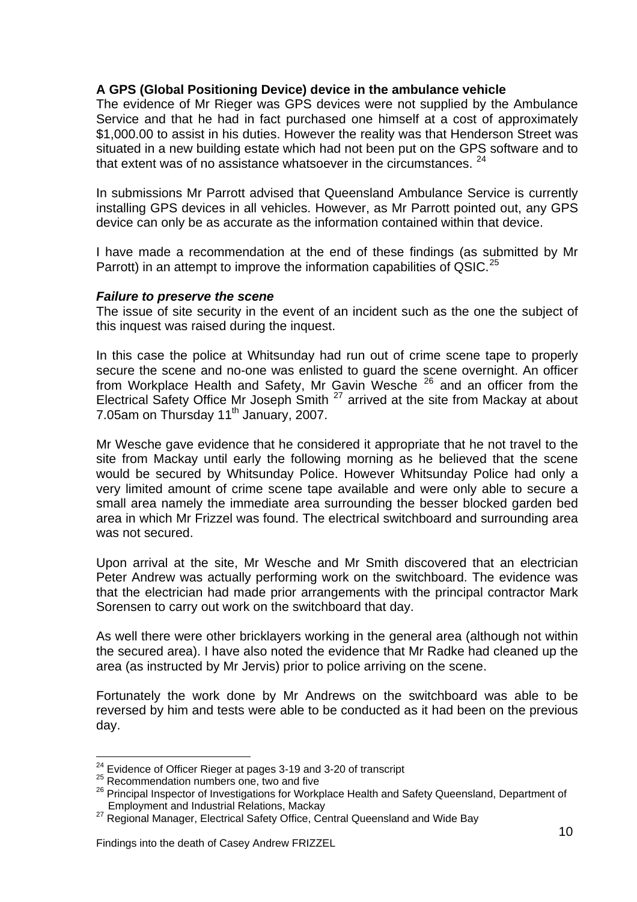**A GPS (Global Positioning Device) device in the ambulance vehicle**

The evidence of Mr Rieger was GPS devices were not supplied by the Ambulance Service and that he had in fact purchased one himself at a cost of approximately $1,000.00 to assist in his duties. However the reality was that Henderson Street was situated in a new building estate which had not been put on the GPS software and to that extent was of no assistance whatsoever in the circumstances. [24]

In submissions Mr Parrott advised that Queensland Ambulance Service is currently installing GPS devices in all vehicles. However, as Mr Parrott pointed out, any GPS device can only be as accurate as the information contained within that device.

I have made a recommendation at the end of these findings (as submitted by Mr Parrott) in an attempt to improve the information capabilities of QSIC.[25]

***Failure to preserve the scene***

The issue of site security in the event of an incident such as the one the subject of this inquest was raised during the inquest.

In this case the police at Whitsunday had run out of crime scene tape to properly secure the scene and no-one was enlisted to guard the scene overnight. An officer from Workplace Health and Safety, Mr Gavin Wesche [26] and an officer from the Electrical Safety Office Mr Joseph Smith [27] arrived at the site from Mackay at about 7.05am on Thursday 11th January, 2007.

Mr Wesche gave evidence that he considered it appropriate that he not travel to the site from Mackay until early the following morning as he believed that the scene would be secured by Whitsunday Police. However Whitsunday Police had only a very limited amount of crime scene tape available and were only able to secure a small area namely the immediate area surrounding the besser blocked garden bed area in which Mr Frizzel was found. The electrical switchboard and surrounding area was not secured.

Upon arrival at the site, Mr Wesche and Mr Smith discovered that an electrician Peter Andrew was actually performing work on the switchboard. The evidence was that the electrician had made prior arrangements with the principal contractor Mark Sorensen to carry out work on the switchboard that day.

As well there were other bricklayers working in the general area (although not within the secured area). I have also noted the evidence that Mr Radke had cleaned up the area (as instructed by Mr Jervis) prior to police arriving on the scene.

Fortunately the work done by Mr Andrews on the switchboard was able to be reversed by him and tests were able to be conducted as it had been on the previous day.

---

[24] Evidence of Officer Rieger at pages 3-19 and 3-20 of transcript

[25] Recommendation numbers one, two and five

[26] Principal Inspector of Investigations for Workplace Health and Safety Queensland, Department of Employment and Industrial Relations, Mackay

[27] Regional Manager, Electrical Safety Office, Central Queensland and Wide Bay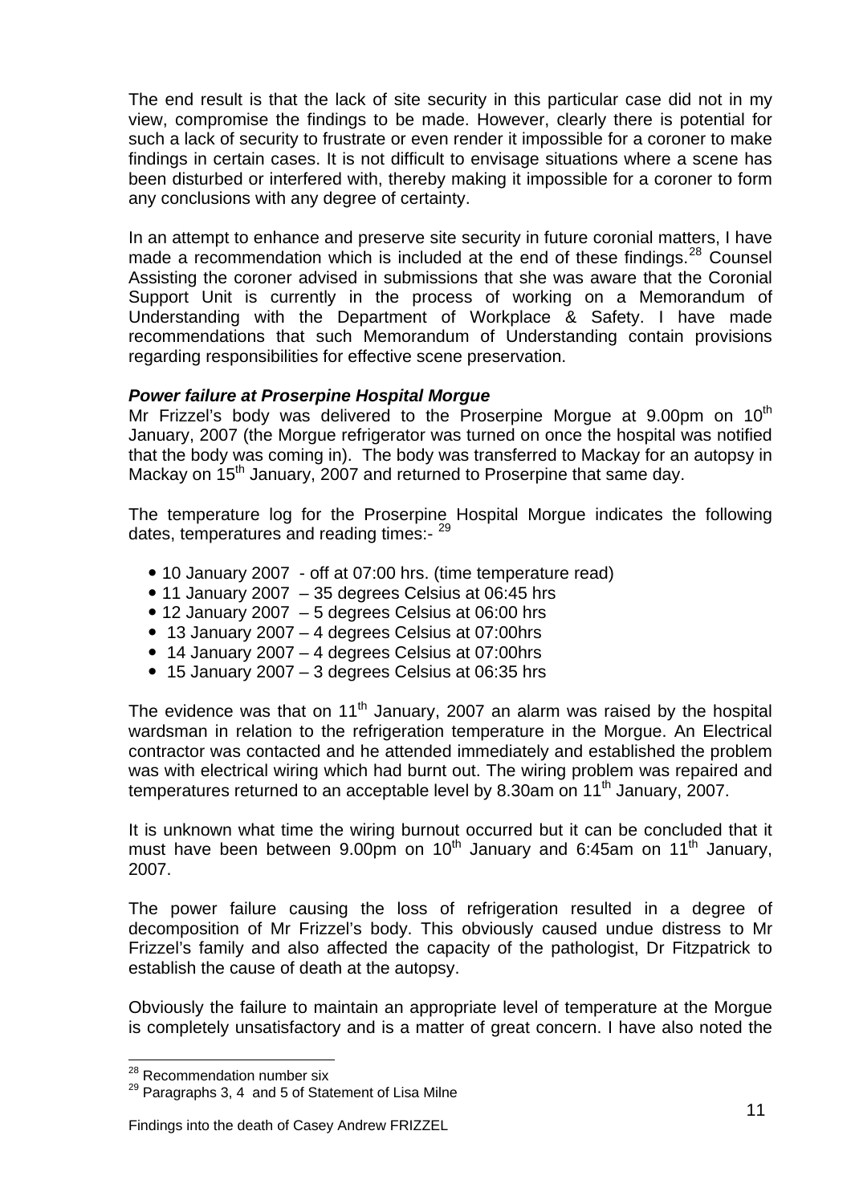The end result is that the lack of site security in this particular case did not in my view, compromise the findings to be made. However, clearly there is potential for such a lack of security to frustrate or even render it impossible for a coroner to make findings in certain cases. It is not difficult to envisage situations where a scene has been disturbed or interfered with, thereby making it impossible for a coroner to form any conclusions with any degree of certainty.

In an attempt to enhance and preserve site security in future coronial matters, I have made a recommendation which is included at the end of these findings.[28] Counsel Assisting the coroner advised in submissions that she was aware that the Coronial Support Unit is currently in the process of working on a Memorandum of Understanding with the Department of Workplace & Safety. I have made recommendations that such Memorandum of Understanding contain provisions regarding responsibilities for effective scene preservation.

***Power failure at Proserpine Hospital Morgue***

Mr Frizzel's body was delivered to the Proserpine Morgue at 9.00pm on 10th January, 2007 (the Morgue refrigerator was turned on once the hospital was notified that the body was coming in). The body was transferred to Mackay for an autopsy in Mackay on 15th January, 2007 and returned to Proserpine that same day.

The temperature log for the Proserpine Hospital Morgue indicates the following dates, temperatures and reading times:- [29]

- 10 January 2007 - off at 07:00 hrs. (time temperature read)
- 11 January 2007 – 35 degrees Celsius at 06:45 hrs
- 12 January 2007 – 5 degrees Celsius at 06:00 hrs
- 13 January 2007 – 4 degrees Celsius at 07:00hrs
- 14 January 2007 – 4 degrees Celsius at 07:00hrs
- 15 January 2007 – 3 degrees Celsius at 06:35 hrs

The evidence was that on 11th January, 2007 an alarm was raised by the hospital wardsman in relation to the refrigeration temperature in the Morgue. An Electrical contractor was contacted and he attended immediately and established the problem was with electrical wiring which had burnt out. The wiring problem was repaired and temperatures returned to an acceptable level by 8.30am on 11th January, 2007.

It is unknown what time the wiring burnout occurred but it can be concluded that it must have been between 9.00pm on 10th January and 6:45am on 11th January, 2007.

The power failure causing the loss of refrigeration resulted in a degree of decomposition of Mr Frizzel's body. This obviously caused undue distress to Mr Frizzel's family and also affected the capacity of the pathologist, Dr Fitzpatrick to establish the cause of death at the autopsy.

Obviously the failure to maintain an appropriate level of temperature at the Morgue is completely unsatisfactory and is a matter of great concern. I have also noted the

---

[28] Recommendation number six

[29] Paragraphs 3, 4 and 5 of Statement of Lisa Milne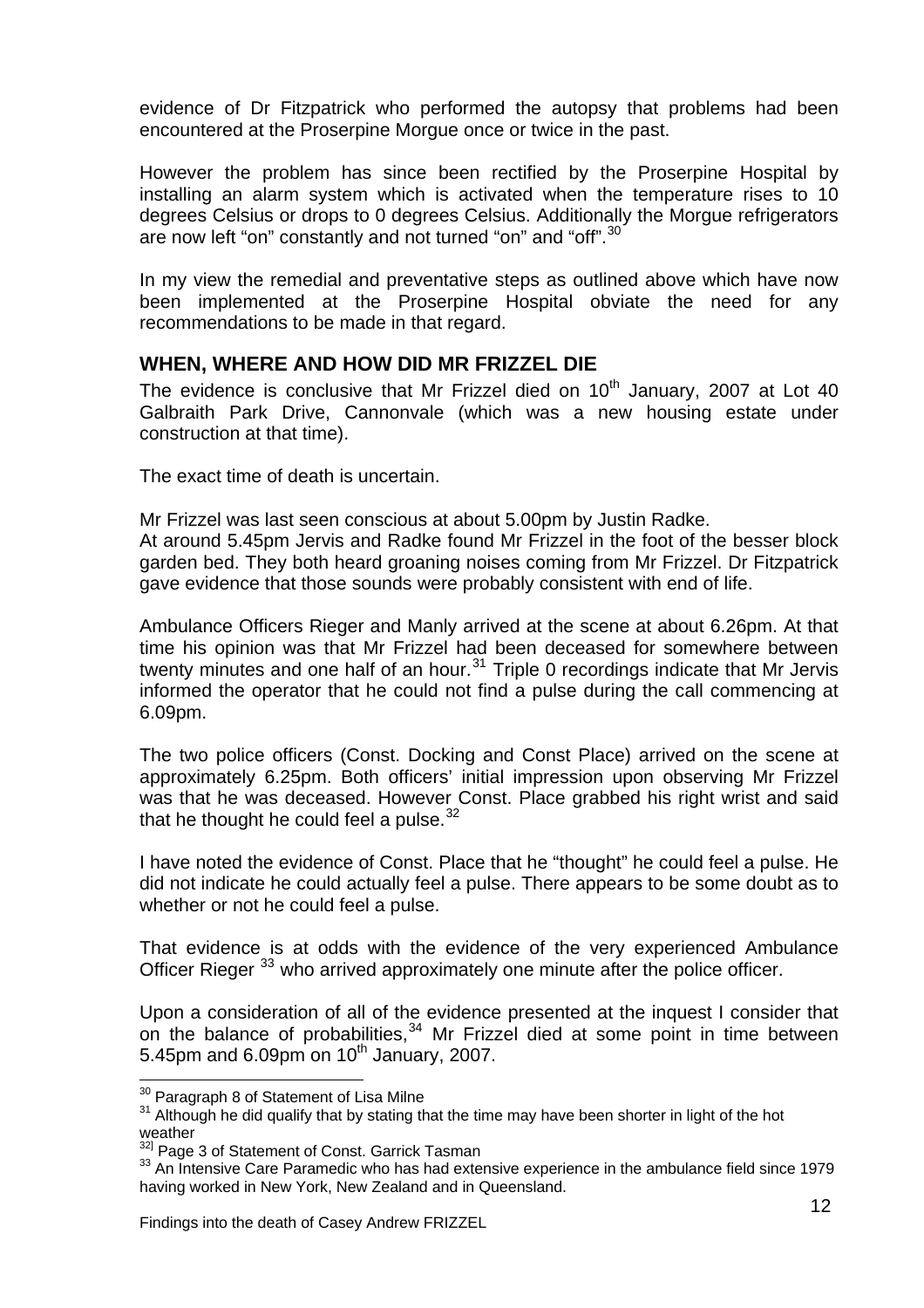evidence of Dr Fitzpatrick who performed the autopsy that problems had been encountered at the Proserpine Morgue once or twice in the past.

However the problem has since been rectified by the Proserpine Hospital by installing an alarm system which is activated when the temperature rises to 10 degrees Celsius or drops to 0 degrees Celsius. Additionally the Morgue refrigerators are now left "on" constantly and not turned "on" and "off".[30]

In my view the remedial and preventative steps as outlined above which have now been implemented at the Proserpine Hospital obviate the need for any recommendations to be made in that regard.

## WHEN, WHERE AND HOW DID MR FRIZZEL DIE

The evidence is conclusive that Mr Frizzel died on 10th January, 2007 at Lot 40 Galbraith Park Drive, Cannonvale (which was a new housing estate under construction at that time).

The exact time of death is uncertain.

Mr Frizzel was last seen conscious at about 5.00pm by Justin Radke.
At around 5.45pm Jervis and Radke found Mr Frizzel in the foot of the besser block garden bed. They both heard groaning noises coming from Mr Frizzel. Dr Fitzpatrick gave evidence that those sounds were probably consistent with end of life.

Ambulance Officers Rieger and Manly arrived at the scene at about 6.26pm. At that time his opinion was that Mr Frizzel had been deceased for somewhere between twenty minutes and one half of an hour.[31] Triple 0 recordings indicate that Mr Jervis informed the operator that he could not find a pulse during the call commencing at 6.09pm.

The two police officers (Const. Docking and Const Place) arrived on the scene at approximately 6.25pm. Both officers' initial impression upon observing Mr Frizzel was that he was deceased. However Const. Place grabbed his right wrist and said that he thought he could feel a pulse.[32]

I have noted the evidence of Const. Place that he "thought" he could feel a pulse. He did not indicate he could actually feel a pulse. There appears to be some doubt as to whether or not he could feel a pulse.

That evidence is at odds with the evidence of the very experienced Ambulance Officer Rieger [33] who arrived approximately one minute after the police officer.

Upon a consideration of all of the evidence presented at the inquest I consider that on the balance of probabilities,[34] Mr Frizzel died at some point in time between 5.45pm and 6.09pm on 10th January, 2007.

---

[30] Paragraph 8 of Statement of Lisa Milne

[31] Although he did qualify that by stating that the time may have been shorter in light of the hot weather

[32] Page 3 of Statement of Const. Garrick Tasman

[33] An Intensive Care Paramedic who has had extensive experience in the ambulance field since 1979 having worked in New York, New Zealand and in Queensland.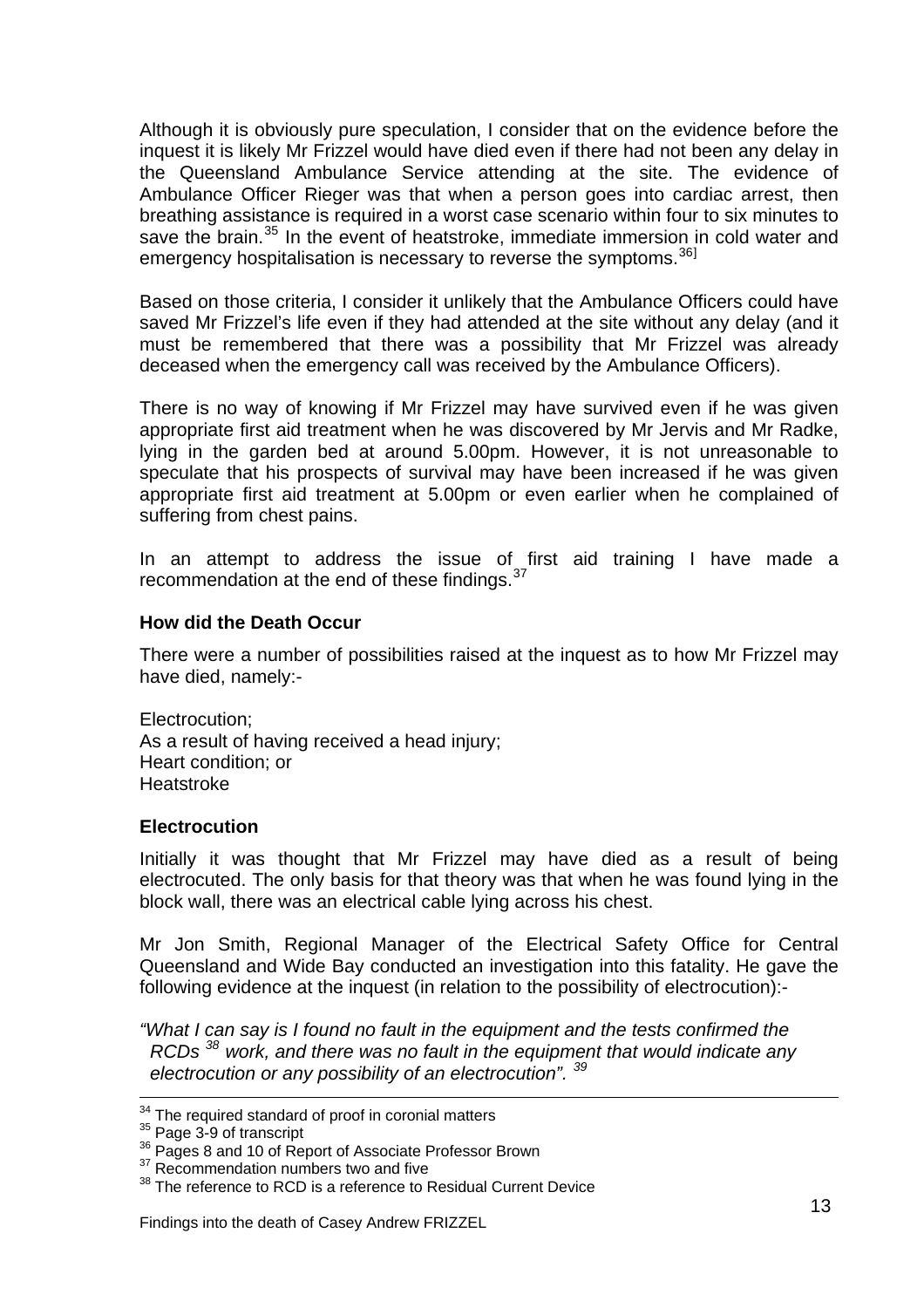Although it is obviously pure speculation, I consider that on the evidence before the inquest it is likely Mr Frizzel would have died even if there had not been any delay in the Queensland Ambulance Service attending at the site. The evidence of Ambulance Officer Rieger was that when a person goes into cardiac arrest, then breathing assistance is required in a worst case scenario within four to six minutes to save the brain.[35] In the event of heatstroke, immediate immersion in cold water and emergency hospitalisation is necessary to reverse the symptoms.[36]

Based on those criteria, I consider it unlikely that the Ambulance Officers could have saved Mr Frizzel's life even if they had attended at the site without any delay (and it must be remembered that there was a possibility that Mr Frizzel was already deceased when the emergency call was received by the Ambulance Officers).

There is no way of knowing if Mr Frizzel may have survived even if he was given appropriate first aid treatment when he was discovered by Mr Jervis and Mr Radke, lying in the garden bed at around 5.00pm. However, it is not unreasonable to speculate that his prospects of survival may have been increased if he was given appropriate first aid treatment at 5.00pm or even earlier when he complained of suffering from chest pains.

In an attempt to address the issue of first aid training I have made a recommendation at the end of these findings.[37]

### How did the Death Occur

There were a number of possibilities raised at the inquest as to how Mr Frizzel may have died, namely:-

Electrocution;
As a result of having received a head injury;
Heart condition; or
Heatstroke

### Electrocution

Initially it was thought that Mr Frizzel may have died as a result of being electrocuted. The only basis for that theory was that when he was found lying in the block wall, there was an electrical cable lying across his chest.

Mr Jon Smith, Regional Manager of the Electrical Safety Office for Central Queensland and Wide Bay conducted an investigation into this fatality. He gave the following evidence at the inquest (in relation to the possibility of electrocution):-

*"What I can say is I found no fault in the equipment and the tests confirmed the RCDs [38] work, and there was no fault in the equipment that would indicate any electrocution or any possibility of an electrocution".* [39]

---

[34] The required standard of proof in coronial matters
[35] Page 3-9 of transcript
[36] Pages 8 and 10 of Report of Associate Professor Brown
[37] Recommendation numbers two and five
[38] The reference to RCD is a reference to Residual Current Device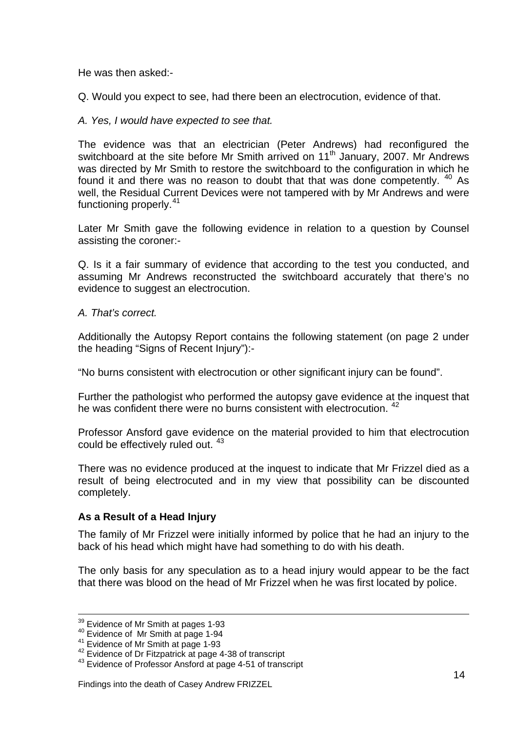He was then asked:-

Q. Would you expect to see, had there been an electrocution, evidence of that.

*A. Yes, I would have expected to see that.*

The evidence was that an electrician (Peter Andrews) had reconfigured the switchboard at the site before Mr Smith arrived on 11th January, 2007. Mr Andrews was directed by Mr Smith to restore the switchboard to the configuration in which he found it and there was no reason to doubt that that was done competently. [40] As well, the Residual Current Devices were not tampered with by Mr Andrews and were functioning properly.[41]

Later Mr Smith gave the following evidence in relation to a question by Counsel assisting the coroner:-

Q. Is it a fair summary of evidence that according to the test you conducted, and assuming Mr Andrews reconstructed the switchboard accurately that there's no evidence to suggest an electrocution.

*A. That's correct.*

Additionally the Autopsy Report contains the following statement (on page 2 under the heading "Signs of Recent Injury"):-

"No burns consistent with electrocution or other significant injury can be found".

Further the pathologist who performed the autopsy gave evidence at the inquest that he was confident there were no burns consistent with electrocution. [42]

Professor Ansford gave evidence on the material provided to him that electrocution could be effectively ruled out. [43]

There was no evidence produced at the inquest to indicate that Mr Frizzel died as a result of being electrocuted and in my view that possibility can be discounted completely.

**As a Result of a Head Injury**

The family of Mr Frizzel were initially informed by police that he had an injury to the back of his head which might have had something to do with his death.

The only basis for any speculation as to a head injury would appear to be the fact that there was blood on the head of Mr Frizzel when he was first located by police.

---

[39] Evidence of Mr Smith at pages 1-93
[40] Evidence of Mr Smith at page 1-94
[41] Evidence of Mr Smith at page 1-93
[42] Evidence of Dr Fitzpatrick at page 4-38 of transcript
[43] Evidence of Professor Ansford at page 4-51 of transcript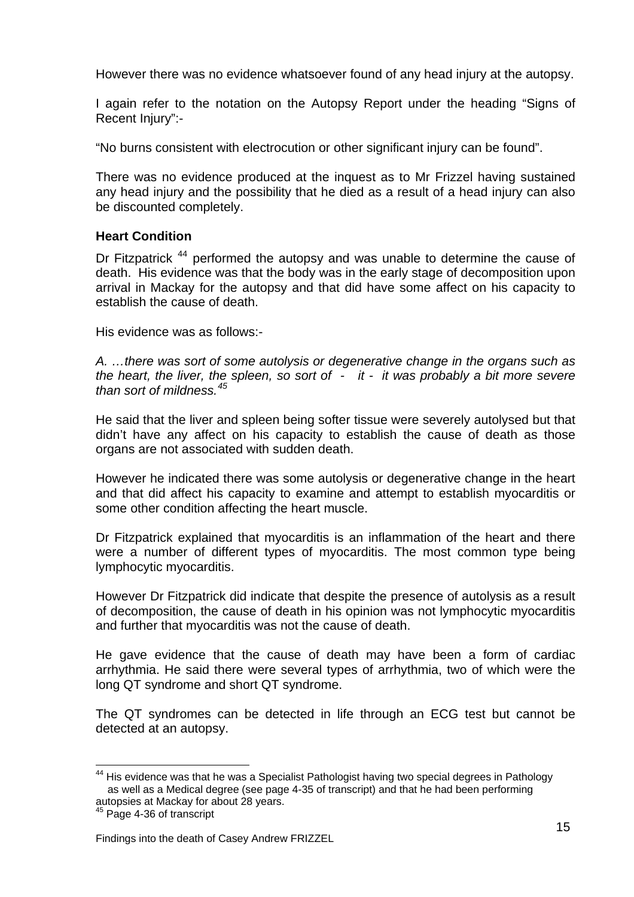However there was no evidence whatsoever found of any head injury at the autopsy.

I again refer to the notation on the Autopsy Report under the heading "Signs of Recent Injury":-

"No burns consistent with electrocution or other significant injury can be found".

There was no evidence produced at the inquest as to Mr Frizzel having sustained any head injury and the possibility that he died as a result of a head injury can also be discounted completely.

**Heart Condition**

Dr Fitzpatrick [44] performed the autopsy and was unable to determine the cause of death. His evidence was that the body was in the early stage of decomposition upon arrival in Mackay for the autopsy and that did have some affect on his capacity to establish the cause of death.

His evidence was as follows:-

*A. …there was sort of some autolysis or degenerative change in the organs such as the heart, the liver, the spleen, so sort of - it - it was probably a bit more severe than sort of mildness.*[45]

He said that the liver and spleen being softer tissue were severely autolysed but that didn't have any affect on his capacity to establish the cause of death as those organs are not associated with sudden death.

However he indicated there was some autolysis or degenerative change in the heart and that did affect his capacity to examine and attempt to establish myocarditis or some other condition affecting the heart muscle.

Dr Fitzpatrick explained that myocarditis is an inflammation of the heart and there were a number of different types of myocarditis. The most common type being lymphocytic myocarditis.

However Dr Fitzpatrick did indicate that despite the presence of autolysis as a result of decomposition, the cause of death in his opinion was not lymphocytic myocarditis and further that myocarditis was not the cause of death.

He gave evidence that the cause of death may have been a form of cardiac arrhythmia. He said there were several types of arrhythmia, two of which were the long QT syndrome and short QT syndrome.

The QT syndromes can be detected in life through an ECG test but cannot be detected at an autopsy.

---

[44] His evidence was that he was a Specialist Pathologist having two special degrees in Pathology as well as a Medical degree (see page 4-35 of transcript) and that he had been performing autopsies at Mackay for about 28 years.

[45] Page 4-36 of transcript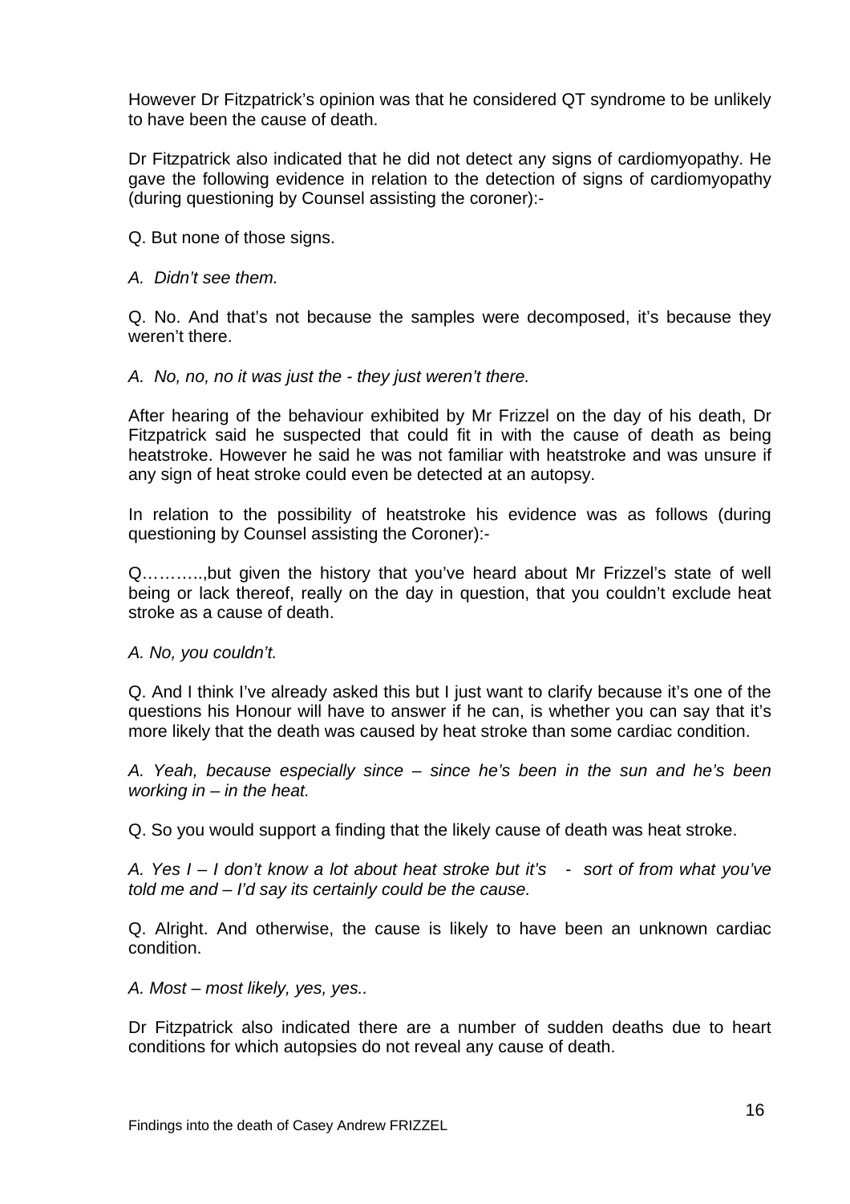However Dr Fitzpatrick's opinion was that he considered QT syndrome to be unlikely to have been the cause of death.

Dr Fitzpatrick also indicated that he did not detect any signs of cardiomyopathy. He gave the following evidence in relation to the detection of signs of cardiomyopathy (during questioning by Counsel assisting the coroner):-

Q. But none of those signs.

*A. Didn't see them.*

Q. No. And that's not because the samples were decomposed, it's because they weren't there.

*A. No, no, no it was just the - they just weren't there.*

After hearing of the behaviour exhibited by Mr Frizzel on the day of his death, Dr Fitzpatrick said he suspected that could fit in with the cause of death as being heatstroke. However he said he was not familiar with heatstroke and was unsure if any sign of heat stroke could even be detected at an autopsy.

In relation to the possibility of heatstroke his evidence was as follows (during questioning by Counsel assisting the Coroner):-

Q………..,but given the history that you've heard about Mr Frizzel's state of well being or lack thereof, really on the day in question, that you couldn't exclude heat stroke as a cause of death.

*A. No, you couldn't.*

Q. And I think I've already asked this but I just want to clarify because it's one of the questions his Honour will have to answer if he can, is whether you can say that it's more likely that the death was caused by heat stroke than some cardiac condition.

*A. Yeah, because especially since – since he's been in the sun and he's been working in – in the heat.*

Q. So you would support a finding that the likely cause of death was heat stroke.

*A. Yes I – I don't know a lot about heat stroke but it's - sort of from what you've told me and – I'd say its certainly could be the cause.*

Q. Alright. And otherwise, the cause is likely to have been an unknown cardiac condition.

*A. Most – most likely, yes, yes..*

Dr Fitzpatrick also indicated there are a number of sudden deaths due to heart conditions for which autopsies do not reveal any cause of death.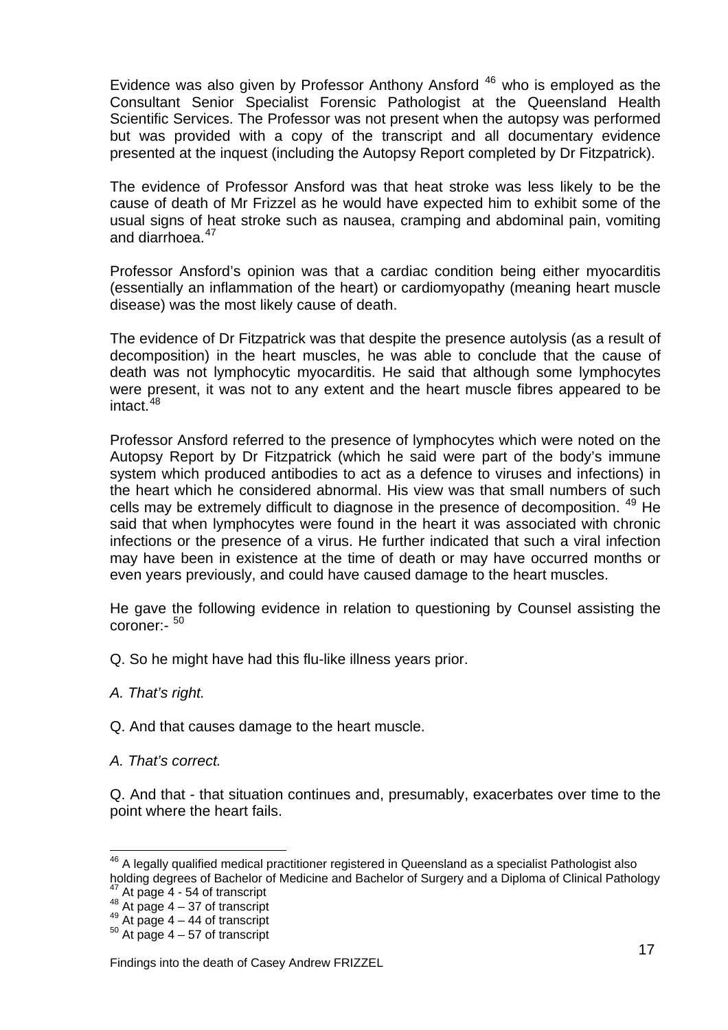Evidence was also given by Professor Anthony Ansford [46] who is employed as the Consultant Senior Specialist Forensic Pathologist at the Queensland Health Scientific Services. The Professor was not present when the autopsy was performed but was provided with a copy of the transcript and all documentary evidence presented at the inquest (including the Autopsy Report completed by Dr Fitzpatrick).

The evidence of Professor Ansford was that heat stroke was less likely to be the cause of death of Mr Frizzel as he would have expected him to exhibit some of the usual signs of heat stroke such as nausea, cramping and abdominal pain, vomiting and diarrhoea.[47]

Professor Ansford's opinion was that a cardiac condition being either myocarditis (essentially an inflammation of the heart) or cardiomyopathy (meaning heart muscle disease) was the most likely cause of death.

The evidence of Dr Fitzpatrick was that despite the presence autolysis (as a result of decomposition) in the heart muscles, he was able to conclude that the cause of death was not lymphocytic myocarditis. He said that although some lymphocytes were present, it was not to any extent and the heart muscle fibres appeared to be intact.[48]

Professor Ansford referred to the presence of lymphocytes which were noted on the Autopsy Report by Dr Fitzpatrick (which he said were part of the body's immune system which produced antibodies to act as a defence to viruses and infections) in the heart which he considered abnormal. His view was that small numbers of such cells may be extremely difficult to diagnose in the presence of decomposition. [49] He said that when lymphocytes were found in the heart it was associated with chronic infections or the presence of a virus. He further indicated that such a viral infection may have been in existence at the time of death or may have occurred months or even years previously, and could have caused damage to the heart muscles.

He gave the following evidence in relation to questioning by Counsel assisting the coroner:- [50]

Q. So he might have had this flu-like illness years prior.

*A. That's right.*

Q. And that causes damage to the heart muscle.

*A. That's correct.*

Q. And that - that situation continues and, presumably, exacerbates over time to the point where the heart fails.

---

[46] A legally qualified medical practitioner registered in Queensland as a specialist Pathologist also holding degrees of Bachelor of Medicine and Bachelor of Surgery and a Diploma of Clinical Pathology
[47] At page 4 - 54 of transcript
[48] At page 4 – 37 of transcript
[49] At page 4 – 44 of transcript
[50] At page 4 – 57 of transcript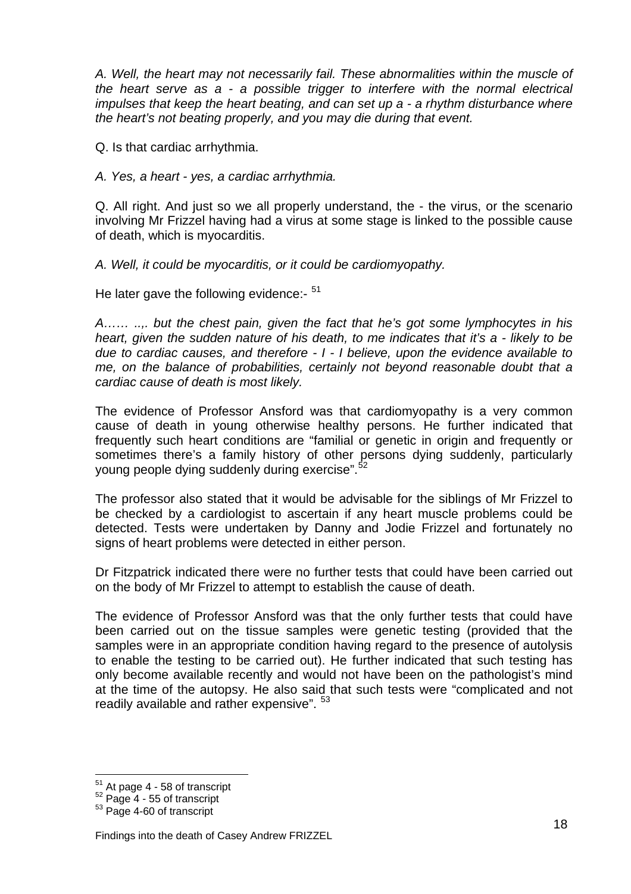*A. Well, the heart may not necessarily fail. These abnormalities within the muscle of the heart serve as a - a possible trigger to interfere with the normal electrical impulses that keep the heart beating, and can set up a - a rhythm disturbance where the heart's not beating properly, and you may die during that event.*

Q. Is that cardiac arrhythmia.

*A. Yes, a heart - yes, a cardiac arrhythmia.*

Q. All right. And just so we all properly understand, the - the virus, or the scenario involving Mr Frizzel having had a virus at some stage is linked to the possible cause of death, which is myocarditis.

*A. Well, it could be myocarditis, or it could be cardiomyopathy.*

He later gave the following evidence:- [51]

*A…… ..,. but the chest pain, given the fact that he's got some lymphocytes in his heart, given the sudden nature of his death, to me indicates that it's a - likely to be due to cardiac causes, and therefore - I - I believe, upon the evidence available to me, on the balance of probabilities, certainly not beyond reasonable doubt that a cardiac cause of death is most likely.*

The evidence of Professor Ansford was that cardiomyopathy is a very common cause of death in young otherwise healthy persons. He further indicated that frequently such heart conditions are "familial or genetic in origin and frequently or sometimes there's a family history of other persons dying suddenly, particularly young people dying suddenly during exercise".[52]

The professor also stated that it would be advisable for the siblings of Mr Frizzel to be checked by a cardiologist to ascertain if any heart muscle problems could be detected. Tests were undertaken by Danny and Jodie Frizzel and fortunately no signs of heart problems were detected in either person.

Dr Fitzpatrick indicated there were no further tests that could have been carried out on the body of Mr Frizzel to attempt to establish the cause of death.

The evidence of Professor Ansford was that the only further tests that could have been carried out on the tissue samples were genetic testing (provided that the samples were in an appropriate condition having regard to the presence of autolysis to enable the testing to be carried out). He further indicated that such testing has only become available recently and would not have been on the pathologist's mind at the time of the autopsy. He also said that such tests were "complicated and not readily available and rather expensive". [53]

---

[51] At page 4 - 58 of transcript
[52] Page 4 - 55 of transcript
[53] Page 4-60 of transcript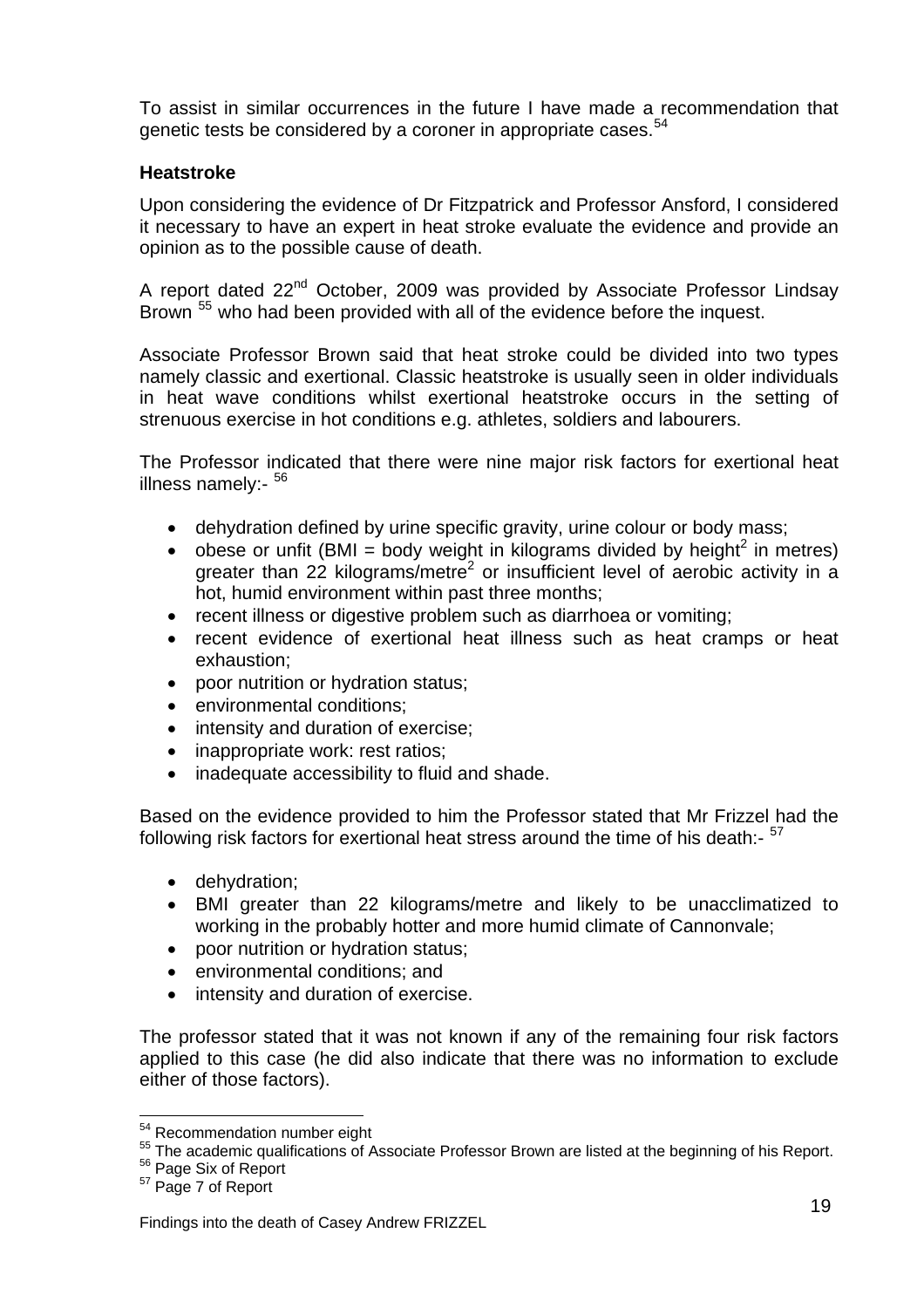To assist in similar occurrences in the future I have made a recommendation that genetic tests be considered by a coroner in appropriate cases.[54]

**Heatstroke**

Upon considering the evidence of Dr Fitzpatrick and Professor Ansford, I considered it necessary to have an expert in heat stroke evaluate the evidence and provide an opinion as to the possible cause of death.

A report dated 22nd October, 2009 was provided by Associate Professor Lindsay Brown [55] who had been provided with all of the evidence before the inquest.

Associate Professor Brown said that heat stroke could be divided into two types namely classic and exertional. Classic heatstroke is usually seen in older individuals in heat wave conditions whilst exertional heatstroke occurs in the setting of strenuous exercise in hot conditions e.g. athletes, soldiers and labourers.

The Professor indicated that there were nine major risk factors for exertional heat illness namely:- [56]

- dehydration defined by urine specific gravity, urine colour or body mass;
- obese or unfit (BMI = body weight in kilograms divided by height$^2$ in metres) greater than 22 kilograms/metre$^2$ or insufficient level of aerobic activity in a hot, humid environment within past three months;
- recent illness or digestive problem such as diarrhoea or vomiting;
- recent evidence of exertional heat illness such as heat cramps or heat exhaustion;
- poor nutrition or hydration status;
- environmental conditions;
- intensity and duration of exercise;
- inappropriate work: rest ratios;
- inadequate accessibility to fluid and shade.

Based on the evidence provided to him the Professor stated that Mr Frizzel had the following risk factors for exertional heat stress around the time of his death:- [57]

- dehydration;
- BMI greater than 22 kilograms/metre and likely to be unacclimatized to working in the probably hotter and more humid climate of Cannonvale;
- poor nutrition or hydration status;
- environmental conditions; and
- intensity and duration of exercise.

The professor stated that it was not known if any of the remaining four risk factors applied to this case (he did also indicate that there was no information to exclude either of those factors).

[54] Recommendation number eight

[55] The academic qualifications of Associate Professor Brown are listed at the beginning of his Report.

[56] Page Six of Report

[57] Page 7 of Report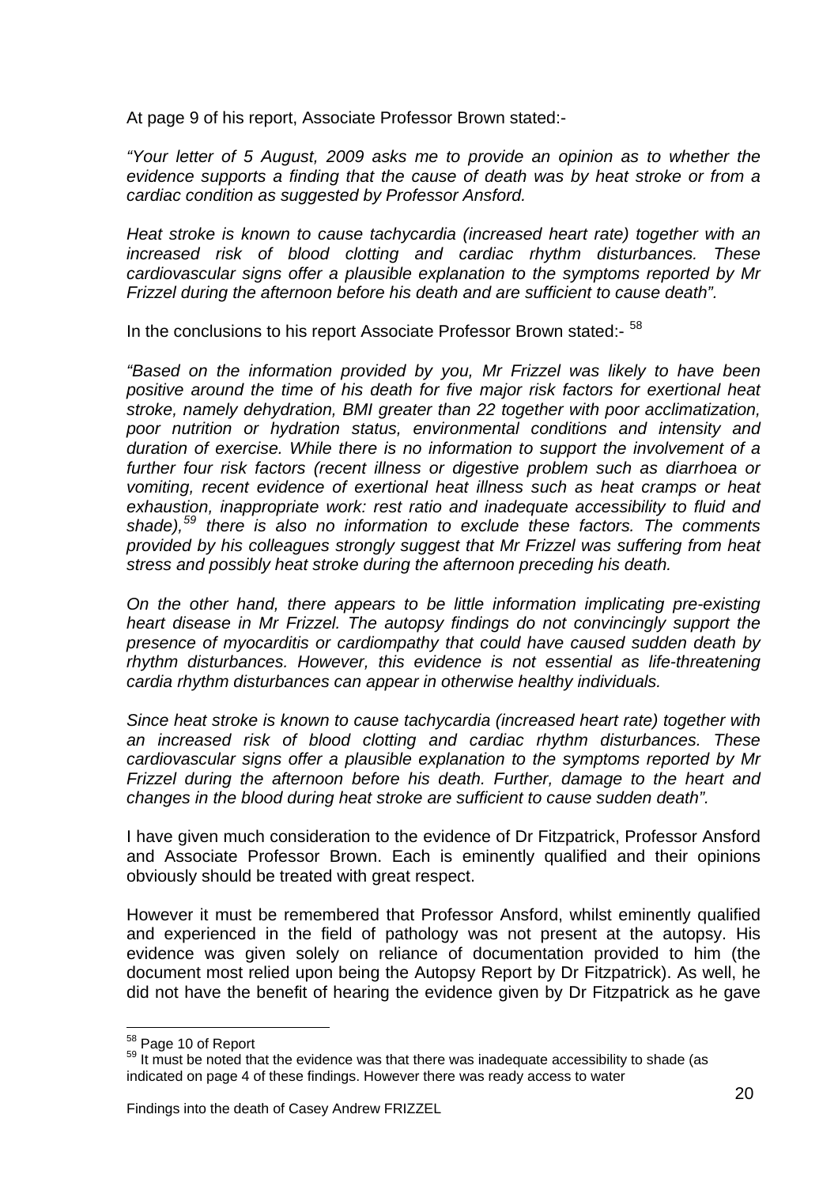At page 9 of his report, Associate Professor Brown stated:-

*"Your letter of 5 August, 2009 asks me to provide an opinion as to whether the evidence supports a finding that the cause of death was by heat stroke or from a cardiac condition as suggested by Professor Ansford.*

*Heat stroke is known to cause tachycardia (increased heart rate) together with an increased risk of blood clotting and cardiac rhythm disturbances. These cardiovascular signs offer a plausible explanation to the symptoms reported by Mr Frizzel during the afternoon before his death and are sufficient to cause death".*

In the conclusions to his report Associate Professor Brown stated:- [58]

*"Based on the information provided by you, Mr Frizzel was likely to have been positive around the time of his death for five major risk factors for exertional heat stroke, namely dehydration, BMI greater than 22 together with poor acclimatization, poor nutrition or hydration status, environmental conditions and intensity and duration of exercise. While there is no information to support the involvement of a further four risk factors (recent illness or digestive problem such as diarrhoea or vomiting, recent evidence of exertional heat illness such as heat cramps or heat exhaustion, inappropriate work: rest ratio and inadequate accessibility to fluid and shade),[59] there is also no information to exclude these factors. The comments provided by his colleagues strongly suggest that Mr Frizzel was suffering from heat stress and possibly heat stroke during the afternoon preceding his death.*

*On the other hand, there appears to be little information implicating pre-existing heart disease in Mr Frizzel. The autopsy findings do not convincingly support the presence of myocarditis or cardiompathy that could have caused sudden death by rhythm disturbances. However, this evidence is not essential as life-threatening cardia rhythm disturbances can appear in otherwise healthy individuals.*

*Since heat stroke is known to cause tachycardia (increased heart rate) together with an increased risk of blood clotting and cardiac rhythm disturbances. These cardiovascular signs offer a plausible explanation to the symptoms reported by Mr Frizzel during the afternoon before his death. Further, damage to the heart and changes in the blood during heat stroke are sufficient to cause sudden death".*

I have given much consideration to the evidence of Dr Fitzpatrick, Professor Ansford and Associate Professor Brown. Each is eminently qualified and their opinions obviously should be treated with great respect.

However it must be remembered that Professor Ansford, whilst eminently qualified and experienced in the field of pathology was not present at the autopsy. His evidence was given solely on reliance of documentation provided to him (the document most relied upon being the Autopsy Report by Dr Fitzpatrick). As well, he did not have the benefit of hearing the evidence given by Dr Fitzpatrick as he gave

---

[58] Page 10 of Report

[59] It must be noted that the evidence was that there was inadequate accessibility to shade (as indicated on page 4 of these findings. However there was ready access to water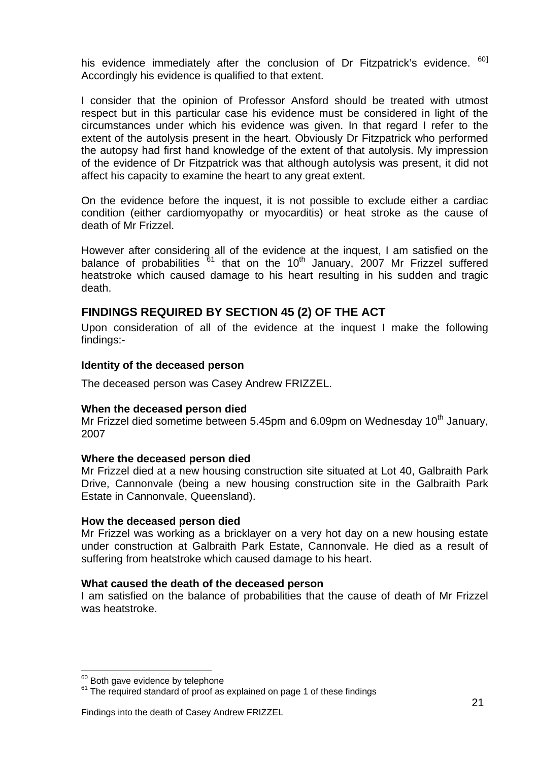his evidence immediately after the conclusion of Dr Fitzpatrick's evidence. [60] Accordingly his evidence is qualified to that extent.

I consider that the opinion of Professor Ansford should be treated with utmost respect but in this particular case his evidence must be considered in light of the circumstances under which his evidence was given. In that regard I refer to the extent of the autolysis present in the heart. Obviously Dr Fitzpatrick who performed the autopsy had first hand knowledge of the extent of that autolysis. My impression of the evidence of Dr Fitzpatrick was that although autolysis was present, it did not affect his capacity to examine the heart to any great extent.

On the evidence before the inquest, it is not possible to exclude either a cardiac condition (either cardiomyopathy or myocarditis) or heat stroke as the cause of death of Mr Frizzel.

However after considering all of the evidence at the inquest, I am satisfied on the balance of probabilities [61] that on the 10th January, 2007 Mr Frizzel suffered heatstroke which caused damage to his heart resulting in his sudden and tragic death.

## FINDINGS REQUIRED BY SECTION 45 (2) OF THE ACT

Upon consideration of all of the evidence at the inquest I make the following findings:-

**Identity of the deceased person**

The deceased person was Casey Andrew FRIZZEL.

**When the deceased person died**

Mr Frizzel died sometime between 5.45pm and 6.09pm on Wednesday 10th January, 2007

**Where the deceased person died**

Mr Frizzel died at a new housing construction site situated at Lot 40, Galbraith Park Drive, Cannonvale (being a new housing construction site in the Galbraith Park Estate in Cannonvale, Queensland).

**How the deceased person died**

Mr Frizzel was working as a bricklayer on a very hot day on a new housing estate under construction at Galbraith Park Estate, Cannonvale. He died as a result of suffering from heatstroke which caused damage to his heart.

**What caused the death of the deceased person**

I am satisfied on the balance of probabilities that the cause of death of Mr Frizzel was heatstroke.

---

[60] Both gave evidence by telephone

[61] The required standard of proof as explained on page 1 of these findings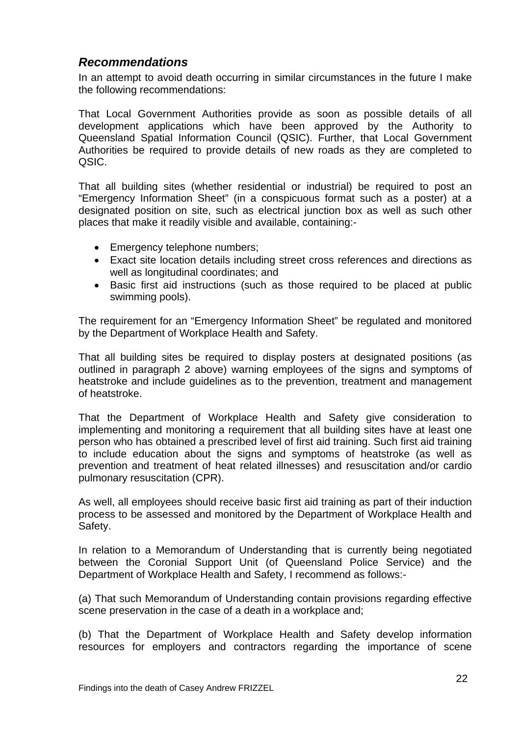## *Recommendations*

In an attempt to avoid death occurring in similar circumstances in the future I make the following recommendations:

That Local Government Authorities provide as soon as possible details of all development applications which have been approved by the Authority to Queensland Spatial Information Council (QSIC). Further, that Local Government Authorities be required to provide details of new roads as they are completed to QSIC.

That all building sites (whether residential or industrial) be required to post an "Emergency Information Sheet" (in a conspicuous format such as a poster) at a designated position on site, such as electrical junction box as well as such other places that make it readily visible and available, containing:-

- Emergency telephone numbers;
- Exact site location details including street cross references and directions as well as longitudinal coordinates; and
- Basic first aid instructions (such as those required to be placed at public swimming pools).

The requirement for an "Emergency Information Sheet" be regulated and monitored by the Department of Workplace Health and Safety.

That all building sites be required to display posters at designated positions (as outlined in paragraph 2 above) warning employees of the signs and symptoms of heatstroke and include guidelines as to the prevention, treatment and management of heatstroke.

That the Department of Workplace Health and Safety give consideration to implementing and monitoring a requirement that all building sites have at least one person who has obtained a prescribed level of first aid training. Such first aid training to include education about the signs and symptoms of heatstroke (as well as prevention and treatment of heat related illnesses) and resuscitation and/or cardio pulmonary resuscitation (CPR).

As well, all employees should receive basic first aid training as part of their induction process to be assessed and monitored by the Department of Workplace Health and Safety.

In relation to a Memorandum of Understanding that is currently being negotiated between the Coronial Support Unit (of Queensland Police Service) and the Department of Workplace Health and Safety, I recommend as follows:-

(a) That such Memorandum of Understanding contain provisions regarding effective scene preservation in the case of a death in a workplace and;

(b) That the Department of Workplace Health and Safety develop information resources for employers and contractors regarding the importance of scene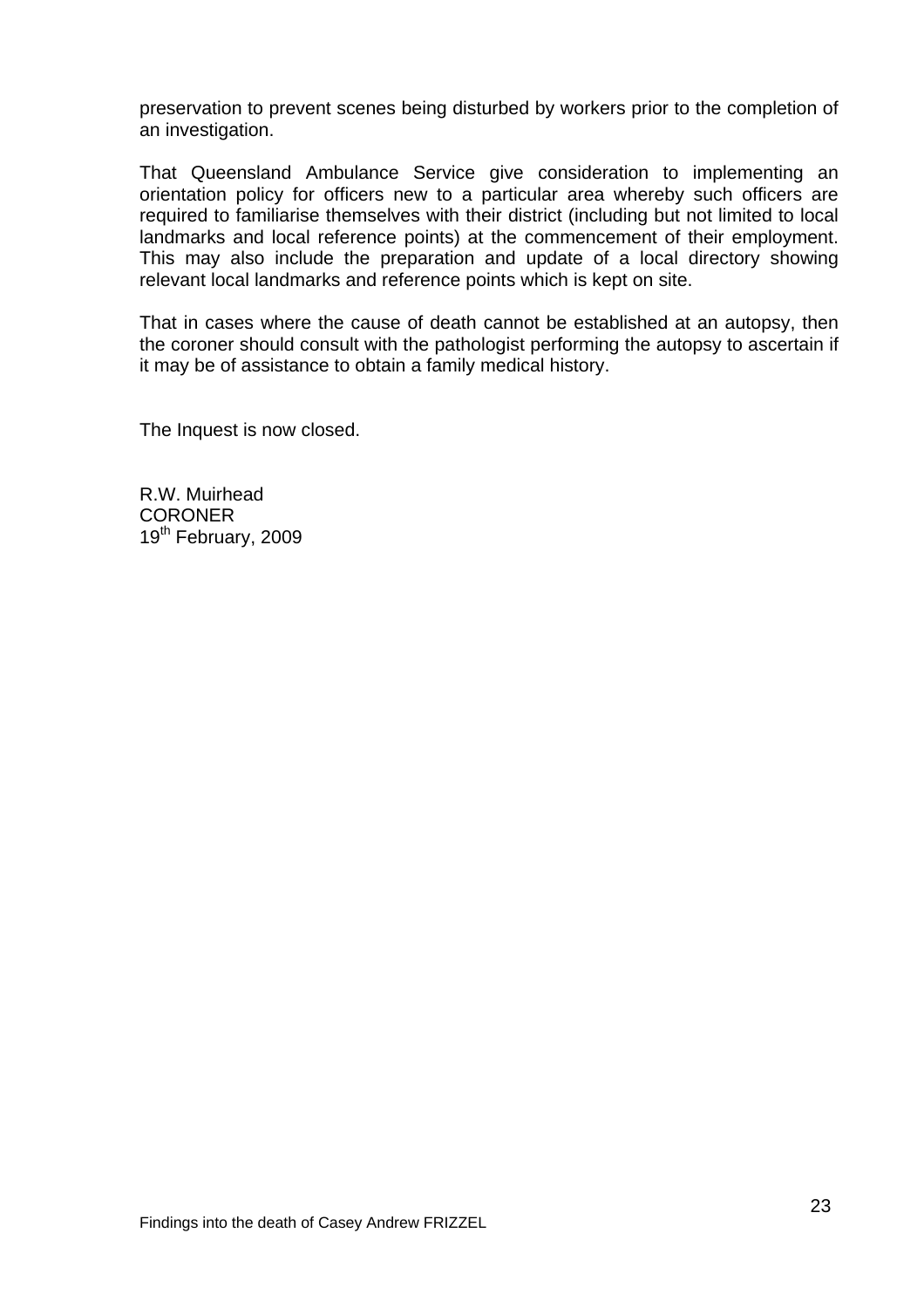preservation to prevent scenes being disturbed by workers prior to the completion of an investigation.

That Queensland Ambulance Service give consideration to implementing an orientation policy for officers new to a particular area whereby such officers are required to familiarise themselves with their district (including but not limited to local landmarks and local reference points) at the commencement of their employment. This may also include the preparation and update of a local directory showing relevant local landmarks and reference points which is kept on site.

That in cases where the cause of death cannot be established at an autopsy, then the coroner should consult with the pathologist performing the autopsy to ascertain if it may be of assistance to obtain a family medical history.

The Inquest is now closed.

R.W. Muirhead
CORONER
19th February, 2009